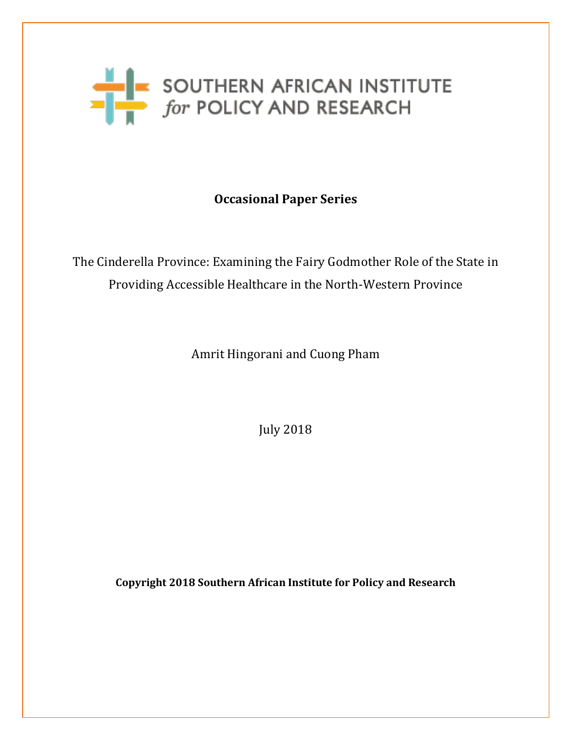SOUTHERN AFRICAN INSTITUTE *for* POLICY AND RESEARCH

**Occasional Paper Series**

The Cinderella Province: Examining the Fairy Godmother Role of the State in Providing Accessible Healthcare in the North-Western Province

Amrit Hingorani and Cuong Pham

July 2018

**Copyright 2018 Southern African Institute for Policy and Research**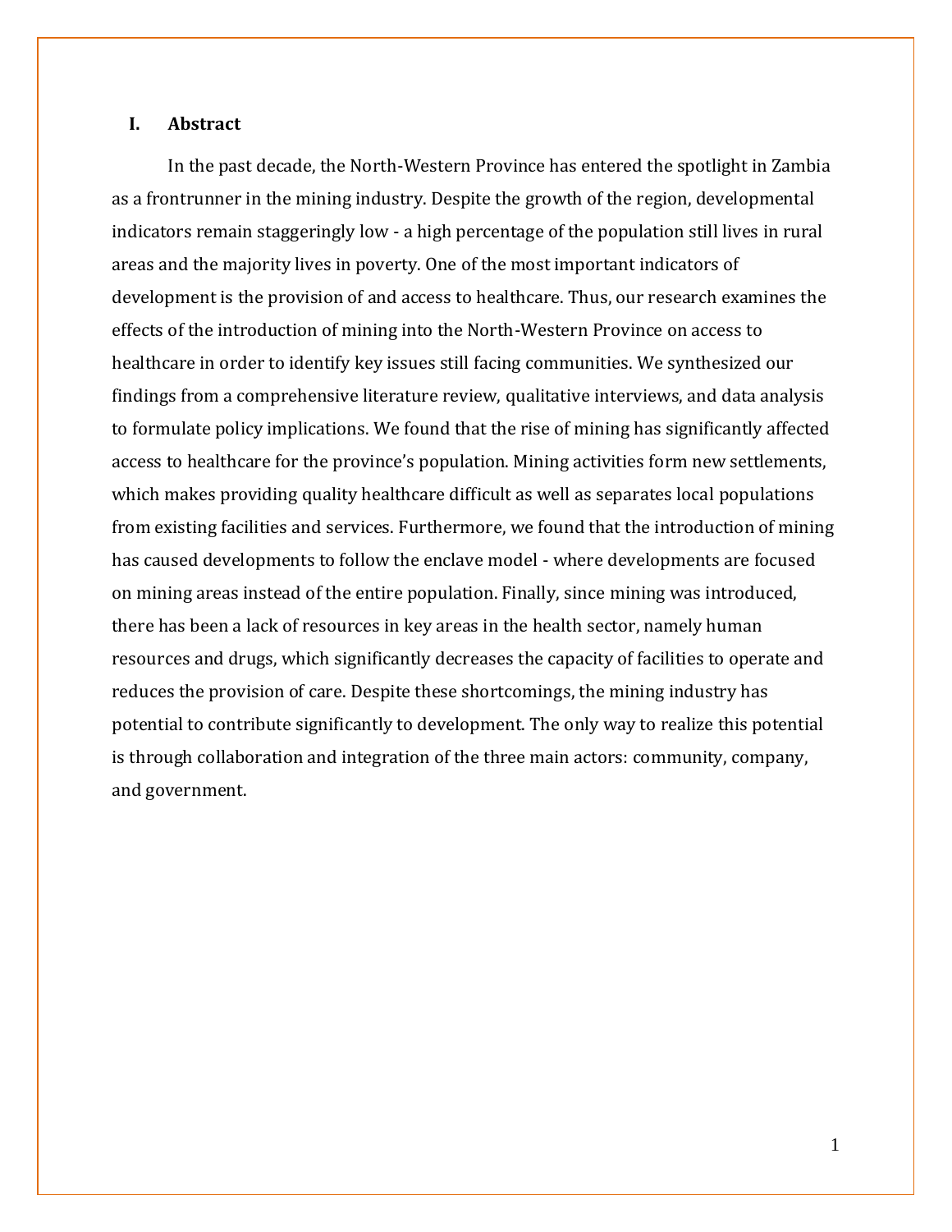## I. Abstract

In the past decade, the North-Western Province has entered the spotlight in Zambia as a frontrunner in the mining industry. Despite the growth of the region, developmental indicators remain staggeringly low - a high percentage of the population still lives in rural areas and the majority lives in poverty. One of the most important indicators of development is the provision of and access to healthcare. Thus, our research examines the effects of the introduction of mining into the North-Western Province on access to healthcare in order to identify key issues still facing communities. We synthesized our findings from a comprehensive literature review, qualitative interviews, and data analysis to formulate policy implications. We found that the rise of mining has significantly affected access to healthcare for the province's population. Mining activities form new settlements, which makes providing quality healthcare difficult as well as separates local populations from existing facilities and services. Furthermore, we found that the introduction of mining has caused developments to follow the enclave model - where developments are focused on mining areas instead of the entire population. Finally, since mining was introduced, there has been a lack of resources in key areas in the health sector, namely human resources and drugs, which significantly decreases the capacity of facilities to operate and reduces the provision of care. Despite these shortcomings, the mining industry has potential to contribute significantly to development. The only way to realize this potential is through collaboration and integration of the three main actors: community, company, and government.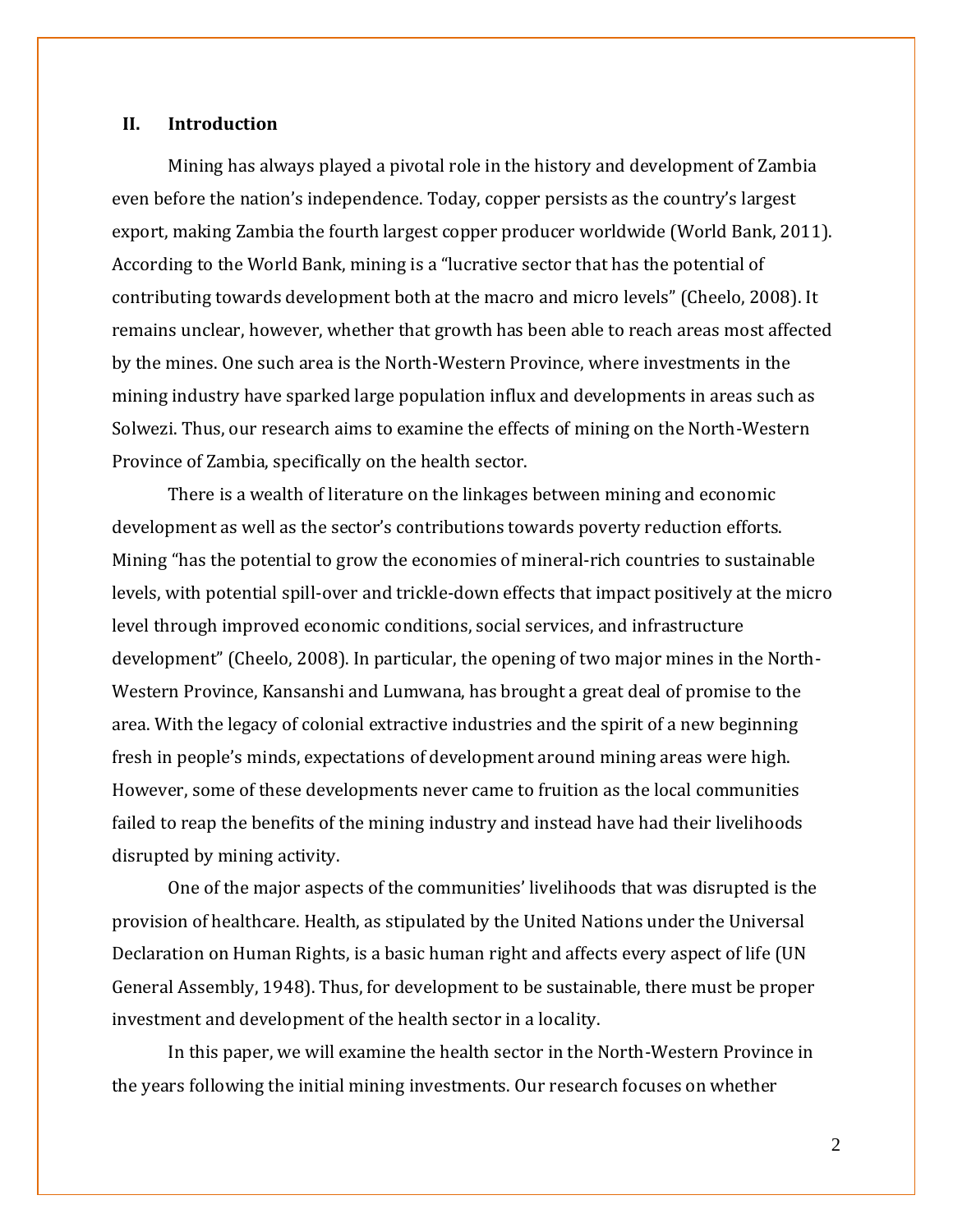## II. Introduction

Mining has always played a pivotal role in the history and development of Zambia even before the nation's independence. Today, copper persists as the country's largest export, making Zambia the fourth largest copper producer worldwide (World Bank, 2011). According to the World Bank, mining is a "lucrative sector that has the potential of contributing towards development both at the macro and micro levels" (Cheelo, 2008). It remains unclear, however, whether that growth has been able to reach areas most affected by the mines. One such area is the North-Western Province, where investments in the mining industry have sparked large population influx and developments in areas such as Solwezi. Thus, our research aims to examine the effects of mining on the North-Western Province of Zambia, specifically on the health sector.

There is a wealth of literature on the linkages between mining and economic development as well as the sector's contributions towards poverty reduction efforts. Mining "has the potential to grow the economies of mineral-rich countries to sustainable levels, with potential spill-over and trickle-down effects that impact positively at the micro level through improved economic conditions, social services, and infrastructure development" (Cheelo, 2008). In particular, the opening of two major mines in the North-Western Province, Kansanshi and Lumwana, has brought a great deal of promise to the area. With the legacy of colonial extractive industries and the spirit of a new beginning fresh in people's minds, expectations of development around mining areas were high. However, some of these developments never came to fruition as the local communities failed to reap the benefits of the mining industry and instead have had their livelihoods disrupted by mining activity.

One of the major aspects of the communities' livelihoods that was disrupted is the provision of healthcare. Health, as stipulated by the United Nations under the Universal Declaration on Human Rights, is a basic human right and affects every aspect of life (UN General Assembly, 1948). Thus, for development to be sustainable, there must be proper investment and development of the health sector in a locality.

In this paper, we will examine the health sector in the North-Western Province in the years following the initial mining investments. Our research focuses on whether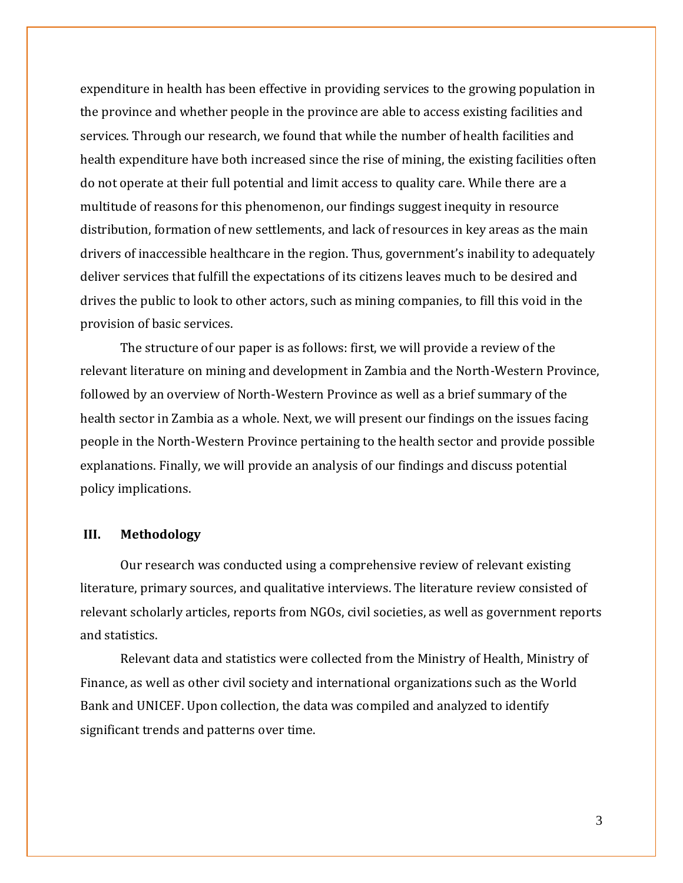expenditure in health has been effective in providing services to the growing population in the province and whether people in the province are able to access existing facilities and services. Through our research, we found that while the number of health facilities and health expenditure have both increased since the rise of mining, the existing facilities often do not operate at their full potential and limit access to quality care. While there are a multitude of reasons for this phenomenon, our findings suggest inequity in resource distribution, formation of new settlements, and lack of resources in key areas as the main drivers of inaccessible healthcare in the region. Thus, government's inability to adequately deliver services that fulfill the expectations of its citizens leaves much to be desired and drives the public to look to other actors, such as mining companies, to fill this void in the provision of basic services.

The structure of our paper is as follows: first, we will provide a review of the relevant literature on mining and development in Zambia and the North-Western Province, followed by an overview of North-Western Province as well as a brief summary of the health sector in Zambia as a whole. Next, we will present our findings on the issues facing people in the North-Western Province pertaining to the health sector and provide possible explanations. Finally, we will provide an analysis of our findings and discuss potential policy implications.

## III. Methodology

Our research was conducted using a comprehensive review of relevant existing literature, primary sources, and qualitative interviews. The literature review consisted of relevant scholarly articles, reports from NGOs, civil societies, as well as government reports and statistics.

Relevant data and statistics were collected from the Ministry of Health, Ministry of Finance, as well as other civil society and international organizations such as the World Bank and UNICEF. Upon collection, the data was compiled and analyzed to identify significant trends and patterns over time.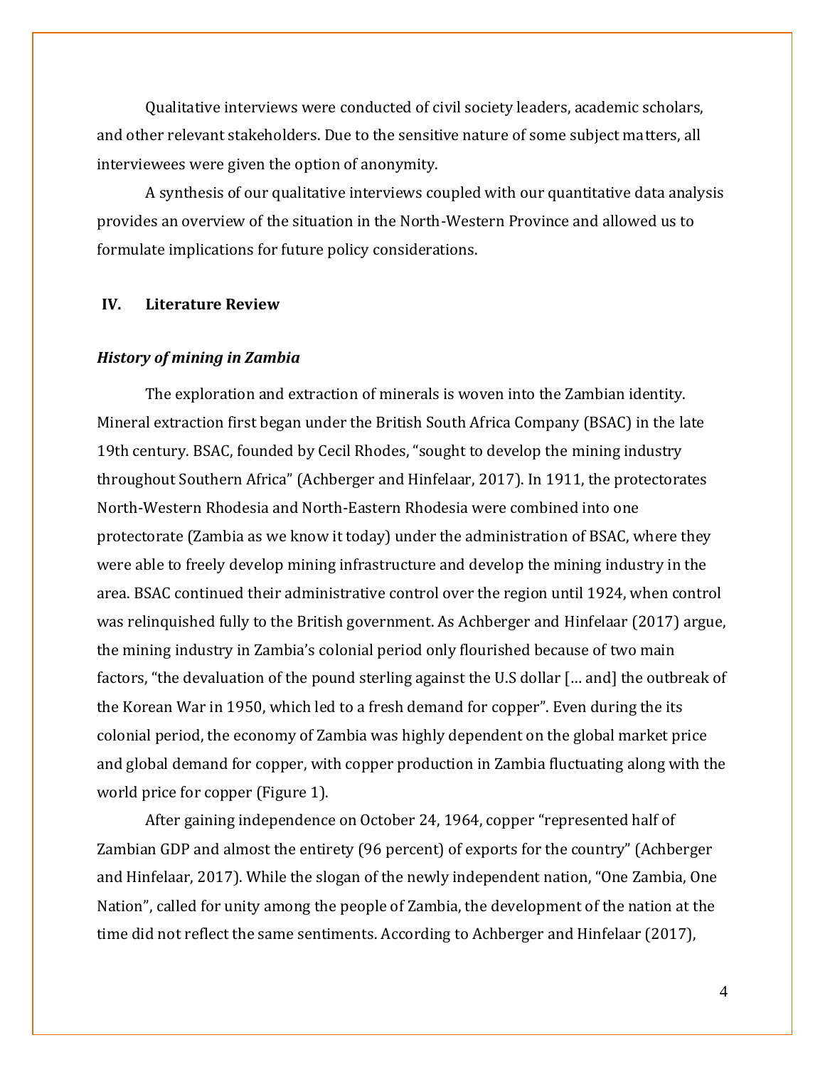Qualitative interviews were conducted of civil society leaders, academic scholars, and other relevant stakeholders. Due to the sensitive nature of some subject matters, all interviewees were given the option of anonymity.

A synthesis of our qualitative interviews coupled with our quantitative data analysis provides an overview of the situation in the North-Western Province and allowed us to formulate implications for future policy considerations.

## IV. Literature Review

### *History of mining in Zambia*

The exploration and extraction of minerals is woven into the Zambian identity. Mineral extraction first began under the British South Africa Company (BSAC) in the late 19th century. BSAC, founded by Cecil Rhodes, "sought to develop the mining industry throughout Southern Africa" (Achberger and Hinfelaar, 2017). In 1911, the protectorates North-Western Rhodesia and North-Eastern Rhodesia were combined into one protectorate (Zambia as we know it today) under the administration of BSAC, where they were able to freely develop mining infrastructure and develop the mining industry in the area. BSAC continued their administrative control over the region until 1924, when control was relinquished fully to the British government. As Achberger and Hinfelaar (2017) argue, the mining industry in Zambia's colonial period only flourished because of two main factors, "the devaluation of the pound sterling against the U.S dollar [… and] the outbreak of the Korean War in 1950, which led to a fresh demand for copper". Even during the its colonial period, the economy of Zambia was highly dependent on the global market price and global demand for copper, with copper production in Zambia fluctuating along with the world price for copper (Figure 1).

After gaining independence on October 24, 1964, copper "represented half of Zambian GDP and almost the entirety (96 percent) of exports for the country" (Achberger and Hinfelaar, 2017). While the slogan of the newly independent nation, "One Zambia, One Nation", called for unity among the people of Zambia, the development of the nation at the time did not reflect the same sentiments. According to Achberger and Hinfelaar (2017),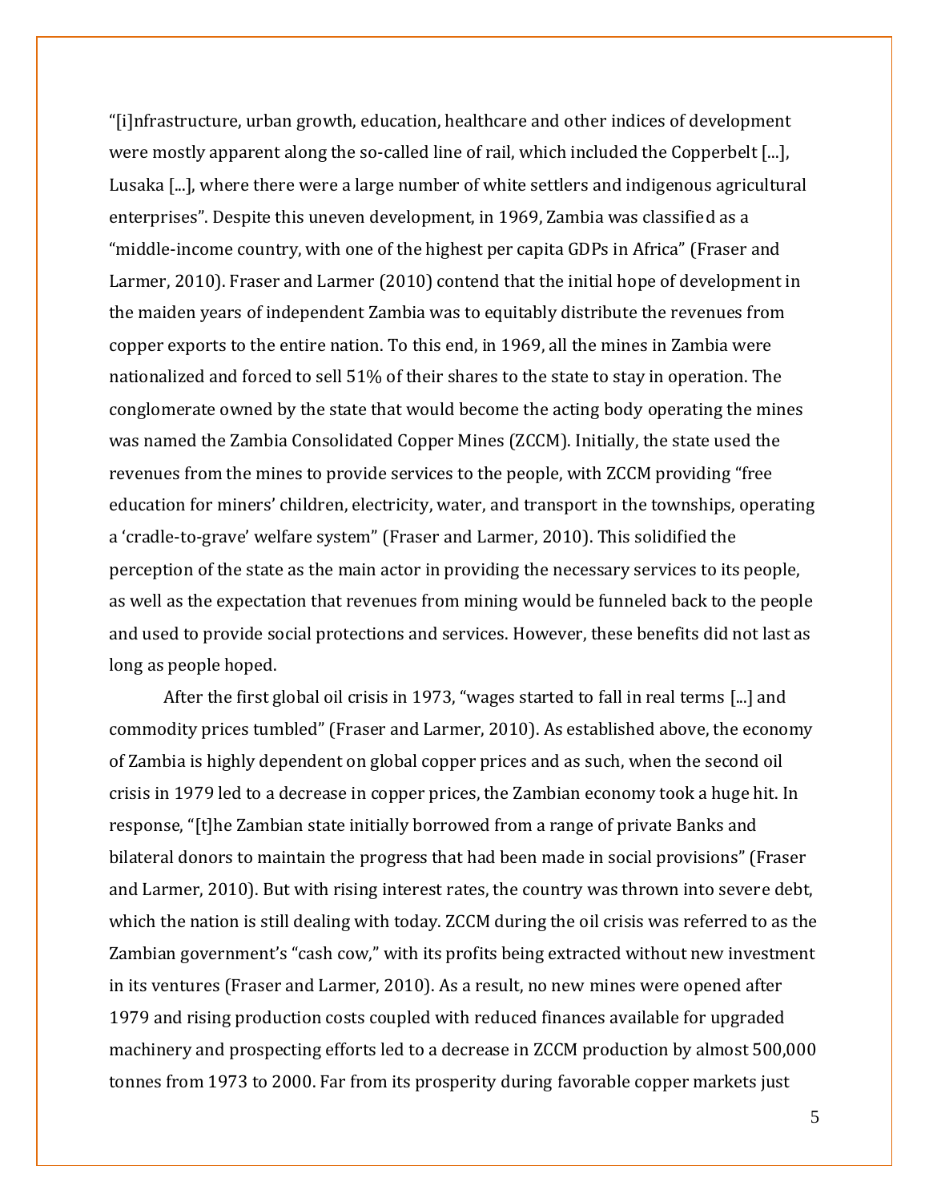"[i]nfrastructure, urban growth, education, healthcare and other indices of development were mostly apparent along the so-called line of rail, which included the Copperbelt [...], Lusaka [...], where there were a large number of white settlers and indigenous agricultural enterprises". Despite this uneven development, in 1969, Zambia was classified as a "middle-income country, with one of the highest per capita GDPs in Africa" (Fraser and Larmer, 2010). Fraser and Larmer (2010) contend that the initial hope of development in the maiden years of independent Zambia was to equitably distribute the revenues from copper exports to the entire nation. To this end, in 1969, all the mines in Zambia were nationalized and forced to sell 51% of their shares to the state to stay in operation. The conglomerate owned by the state that would become the acting body operating the mines was named the Zambia Consolidated Copper Mines (ZCCM). Initially, the state used the revenues from the mines to provide services to the people, with ZCCM providing "free education for miners' children, electricity, water, and transport in the townships, operating a 'cradle-to-grave' welfare system" (Fraser and Larmer, 2010). This solidified the perception of the state as the main actor in providing the necessary services to its people, as well as the expectation that revenues from mining would be funneled back to the people and used to provide social protections and services. However, these benefits did not last as long as people hoped.

After the first global oil crisis in 1973, "wages started to fall in real terms [...] and commodity prices tumbled" (Fraser and Larmer, 2010). As established above, the economy of Zambia is highly dependent on global copper prices and as such, when the second oil crisis in 1979 led to a decrease in copper prices, the Zambian economy took a huge hit. In response, "[t]he Zambian state initially borrowed from a range of private Banks and bilateral donors to maintain the progress that had been made in social provisions" (Fraser and Larmer, 2010). But with rising interest rates, the country was thrown into severe debt, which the nation is still dealing with today. ZCCM during the oil crisis was referred to as the Zambian government's "cash cow," with its profits being extracted without new investment in its ventures (Fraser and Larmer, 2010). As a result, no new mines were opened after 1979 and rising production costs coupled with reduced finances available for upgraded machinery and prospecting efforts led to a decrease in ZCCM production by almost 500,000 tonnes from 1973 to 2000. Far from its prosperity during favorable copper markets just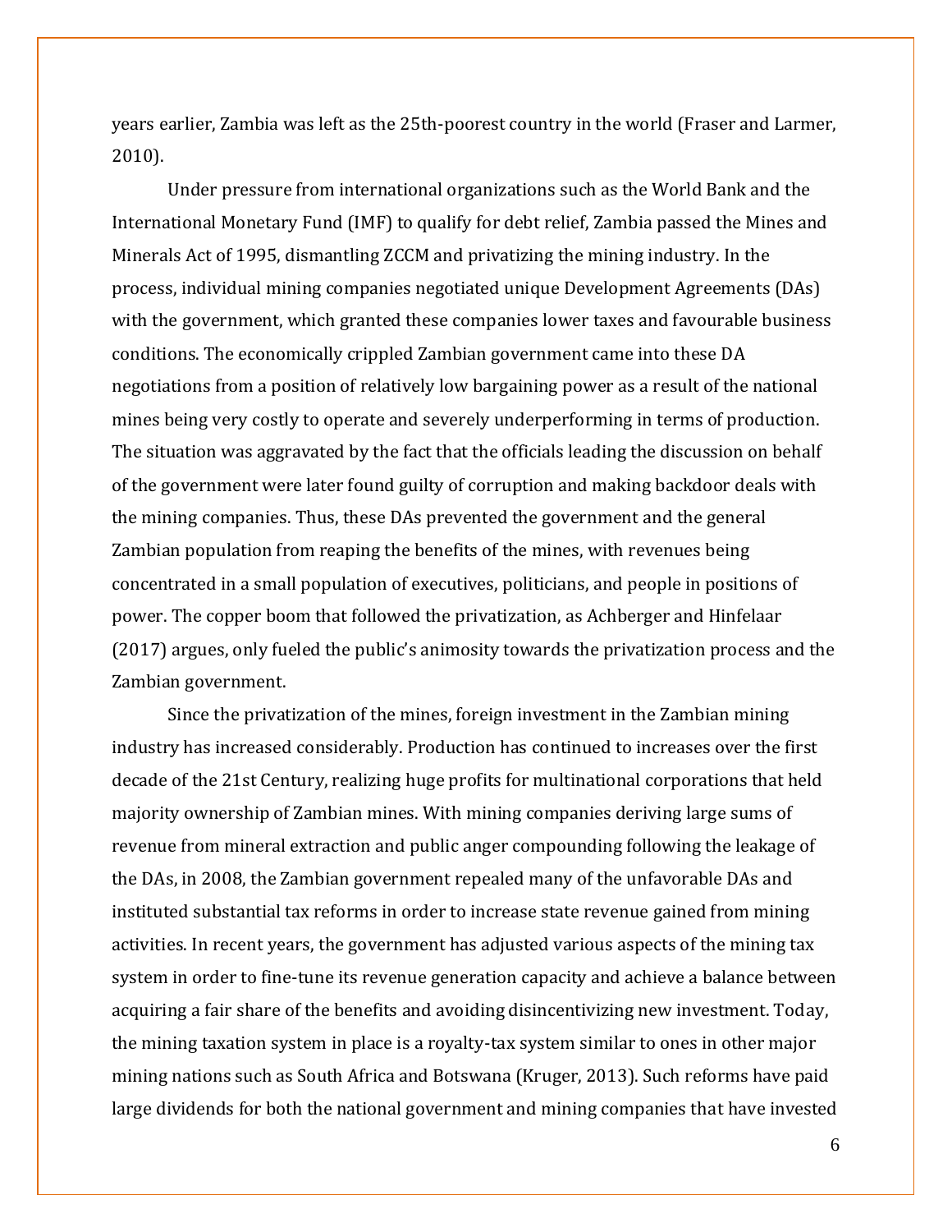years earlier, Zambia was left as the 25th-poorest country in the world (Fraser and Larmer, 2010).

Under pressure from international organizations such as the World Bank and the International Monetary Fund (IMF) to qualify for debt relief, Zambia passed the Mines and Minerals Act of 1995, dismantling ZCCM and privatizing the mining industry. In the process, individual mining companies negotiated unique Development Agreements (DAs) with the government, which granted these companies lower taxes and favourable business conditions. The economically crippled Zambian government came into these DA negotiations from a position of relatively low bargaining power as a result of the national mines being very costly to operate and severely underperforming in terms of production. The situation was aggravated by the fact that the officials leading the discussion on behalf of the government were later found guilty of corruption and making backdoor deals with the mining companies. Thus, these DAs prevented the government and the general Zambian population from reaping the benefits of the mines, with revenues being concentrated in a small population of executives, politicians, and people in positions of power. The copper boom that followed the privatization, as Achberger and Hinfelaar (2017) argues, only fueled the public's animosity towards the privatization process and the Zambian government.

Since the privatization of the mines, foreign investment in the Zambian mining industry has increased considerably. Production has continued to increases over the first decade of the 21st Century, realizing huge profits for multinational corporations that held majority ownership of Zambian mines. With mining companies deriving large sums of revenue from mineral extraction and public anger compounding following the leakage of the DAs, in 2008, the Zambian government repealed many of the unfavorable DAs and instituted substantial tax reforms in order to increase state revenue gained from mining activities. In recent years, the government has adjusted various aspects of the mining tax system in order to fine-tune its revenue generation capacity and achieve a balance between acquiring a fair share of the benefits and avoiding disincentivizing new investment. Today, the mining taxation system in place is a royalty-tax system similar to ones in other major mining nations such as South Africa and Botswana (Kruger, 2013). Such reforms have paid large dividends for both the national government and mining companies that have invested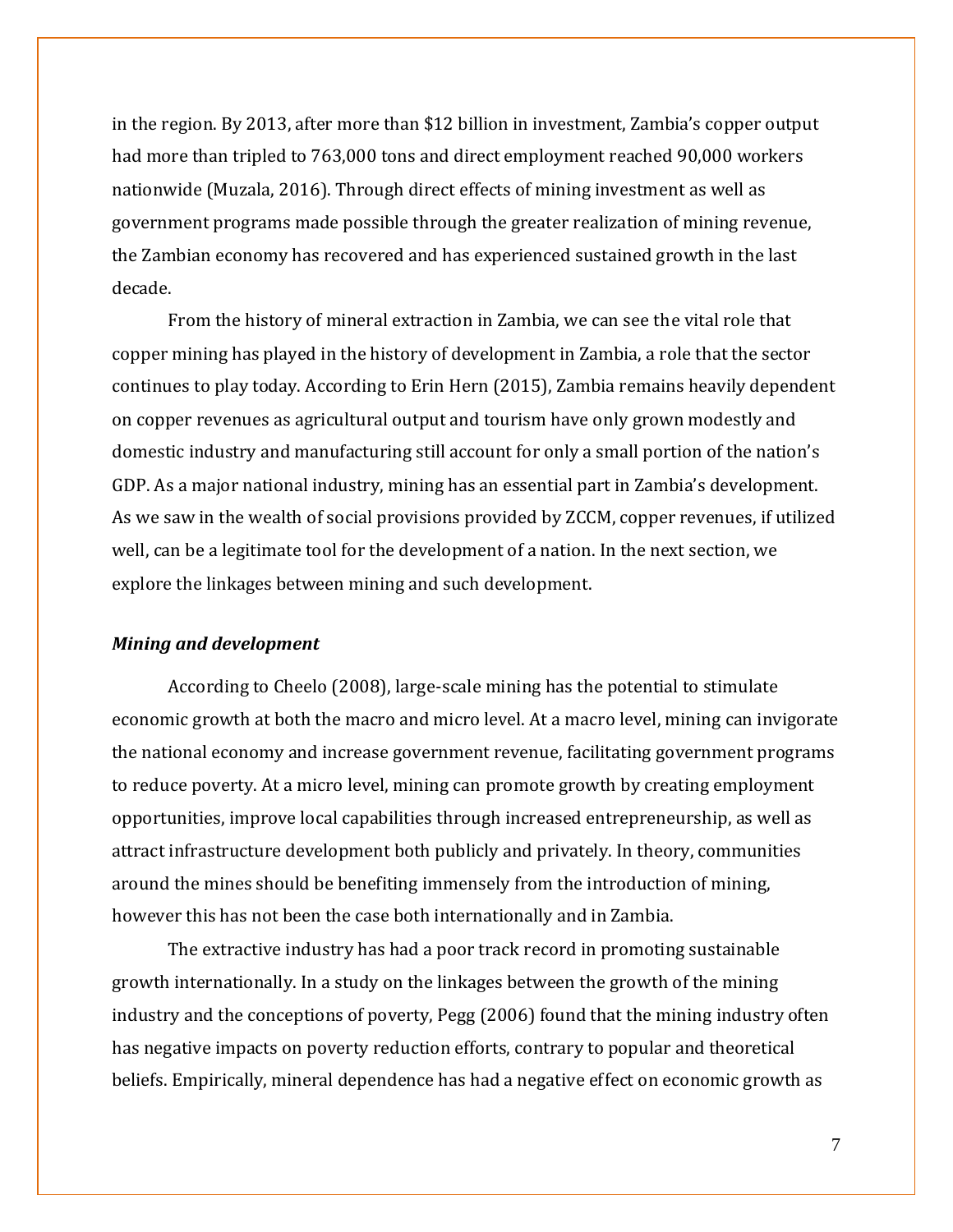in the region. By 2013, after more than $12 billion in investment, Zambia's copper output had more than tripled to 763,000 tons and direct employment reached 90,000 workers nationwide (Muzala, 2016). Through direct effects of mining investment as well as government programs made possible through the greater realization of mining revenue, the Zambian economy has recovered and has experienced sustained growth in the last decade.

From the history of mineral extraction in Zambia, we can see the vital role that copper mining has played in the history of development in Zambia, a role that the sector continues to play today. According to Erin Hern (2015), Zambia remains heavily dependent on copper revenues as agricultural output and tourism have only grown modestly and domestic industry and manufacturing still account for only a small portion of the nation's GDP. As a major national industry, mining has an essential part in Zambia's development. As we saw in the wealth of social provisions provided by ZCCM, copper revenues, if utilized well, can be a legitimate tool for the development of a nation. In the next section, we explore the linkages between mining and such development.

***Mining and development***

According to Cheelo (2008), large-scale mining has the potential to stimulate economic growth at both the macro and micro level. At a macro level, mining can invigorate the national economy and increase government revenue, facilitating government programs to reduce poverty. At a micro level, mining can promote growth by creating employment opportunities, improve local capabilities through increased entrepreneurship, as well as attract infrastructure development both publicly and privately. In theory, communities around the mines should be benefiting immensely from the introduction of mining, however this has not been the case both internationally and in Zambia.

The extractive industry has had a poor track record in promoting sustainable growth internationally. In a study on the linkages between the growth of the mining industry and the conceptions of poverty, Pegg (2006) found that the mining industry often has negative impacts on poverty reduction efforts, contrary to popular and theoretical beliefs. Empirically, mineral dependence has had a negative effect on economic growth as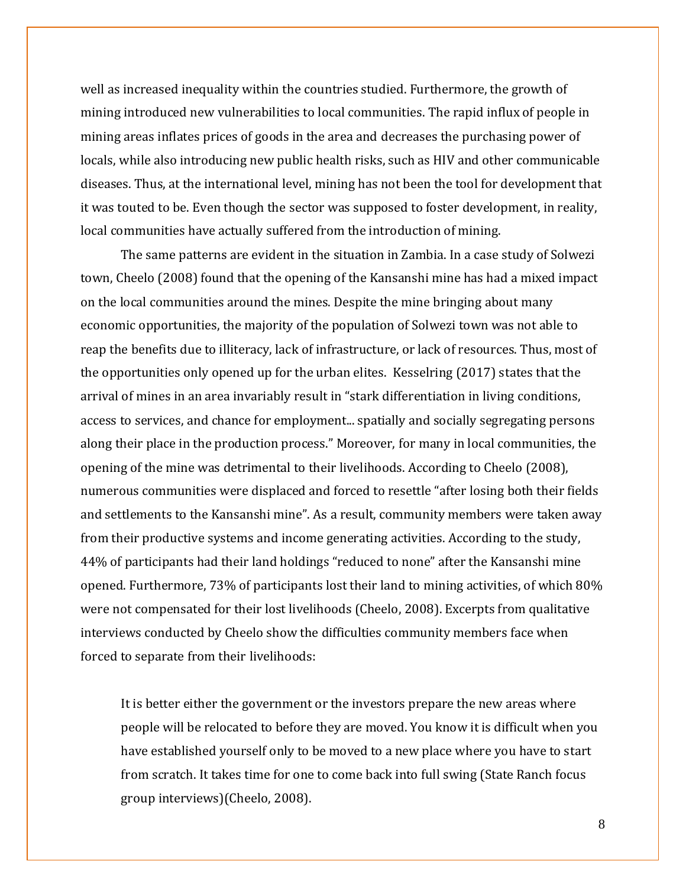well as increased inequality within the countries studied. Furthermore, the growth of mining introduced new vulnerabilities to local communities. The rapid influx of people in mining areas inflates prices of goods in the area and decreases the purchasing power of locals, while also introducing new public health risks, such as HIV and other communicable diseases. Thus, at the international level, mining has not been the tool for development that it was touted to be. Even though the sector was supposed to foster development, in reality, local communities have actually suffered from the introduction of mining.

The same patterns are evident in the situation in Zambia. In a case study of Solwezi town, Cheelo (2008) found that the opening of the Kansanshi mine has had a mixed impact on the local communities around the mines. Despite the mine bringing about many economic opportunities, the majority of the population of Solwezi town was not able to reap the benefits due to illiteracy, lack of infrastructure, or lack of resources. Thus, most of the opportunities only opened up for the urban elites. Kesselring (2017) states that the arrival of mines in an area invariably result in "stark differentiation in living conditions, access to services, and chance for employment... spatially and socially segregating persons along their place in the production process." Moreover, for many in local communities, the opening of the mine was detrimental to their livelihoods. According to Cheelo (2008), numerous communities were displaced and forced to resettle "after losing both their fields and settlements to the Kansanshi mine". As a result, community members were taken away from their productive systems and income generating activities. According to the study, 44% of participants had their land holdings "reduced to none" after the Kansanshi mine opened. Furthermore, 73% of participants lost their land to mining activities, of which 80% were not compensated for their lost livelihoods (Cheelo, 2008). Excerpts from qualitative interviews conducted by Cheelo show the difficulties community members face when forced to separate from their livelihoods:

> It is better either the government or the investors prepare the new areas where people will be relocated to before they are moved. You know it is difficult when you have established yourself only to be moved to a new place where you have to start from scratch. It takes time for one to come back into full swing (State Ranch focus group interviews)(Cheelo, 2008).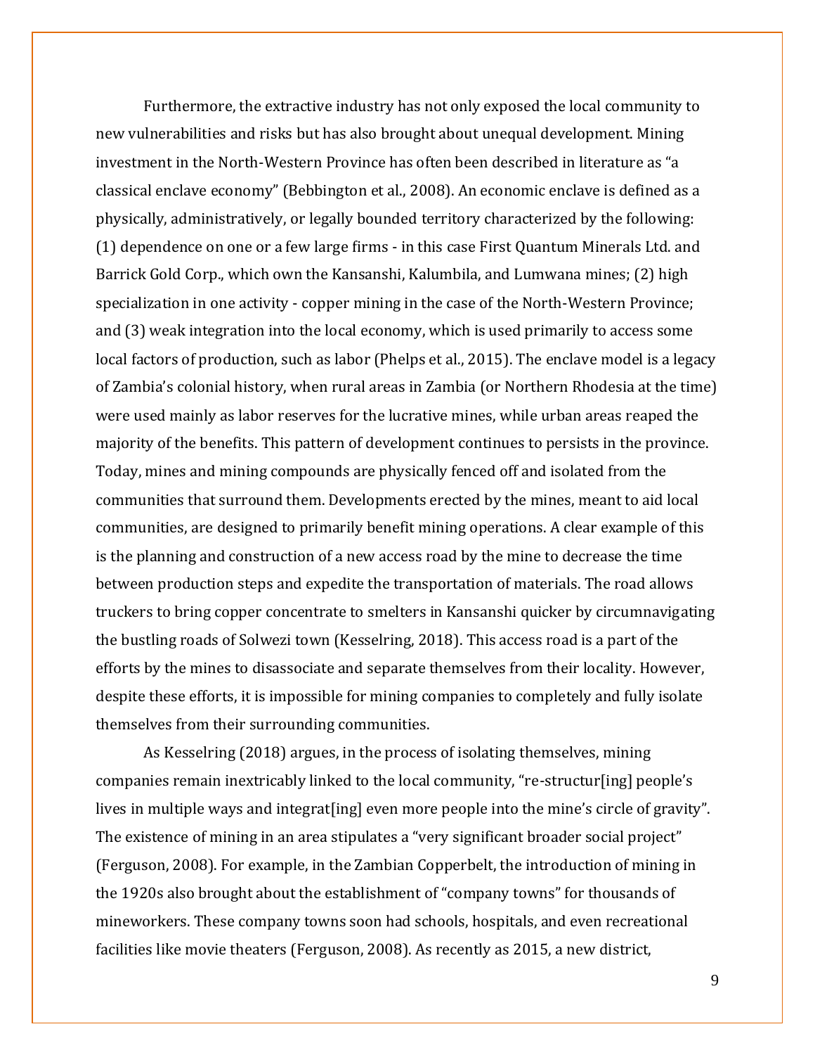Furthermore, the extractive industry has not only exposed the local community to new vulnerabilities and risks but has also brought about unequal development. Mining investment in the North-Western Province has often been described in literature as "a classical enclave economy" (Bebbington et al., 2008). An economic enclave is defined as a physically, administratively, or legally bounded territory characterized by the following: (1) dependence on one or a few large firms - in this case First Quantum Minerals Ltd. and Barrick Gold Corp., which own the Kansanshi, Kalumbila, and Lumwana mines; (2) high specialization in one activity - copper mining in the case of the North-Western Province; and (3) weak integration into the local economy, which is used primarily to access some local factors of production, such as labor (Phelps et al., 2015). The enclave model is a legacy of Zambia's colonial history, when rural areas in Zambia (or Northern Rhodesia at the time) were used mainly as labor reserves for the lucrative mines, while urban areas reaped the majority of the benefits. This pattern of development continues to persists in the province. Today, mines and mining compounds are physically fenced off and isolated from the communities that surround them. Developments erected by the mines, meant to aid local communities, are designed to primarily benefit mining operations. A clear example of this is the planning and construction of a new access road by the mine to decrease the time between production steps and expedite the transportation of materials. The road allows truckers to bring copper concentrate to smelters in Kansanshi quicker by circumnavigating the bustling roads of Solwezi town (Kesselring, 2018). This access road is a part of the efforts by the mines to disassociate and separate themselves from their locality. However, despite these efforts, it is impossible for mining companies to completely and fully isolate themselves from their surrounding communities.

As Kesselring (2018) argues, in the process of isolating themselves, mining companies remain inextricably linked to the local community, "re-structur[ing] people's lives in multiple ways and integrat[ing] even more people into the mine's circle of gravity". The existence of mining in an area stipulates a "very significant broader social project" (Ferguson, 2008). For example, in the Zambian Copperbelt, the introduction of mining in the 1920s also brought about the establishment of "company towns" for thousands of mineworkers. These company towns soon had schools, hospitals, and even recreational facilities like movie theaters (Ferguson, 2008). As recently as 2015, a new district,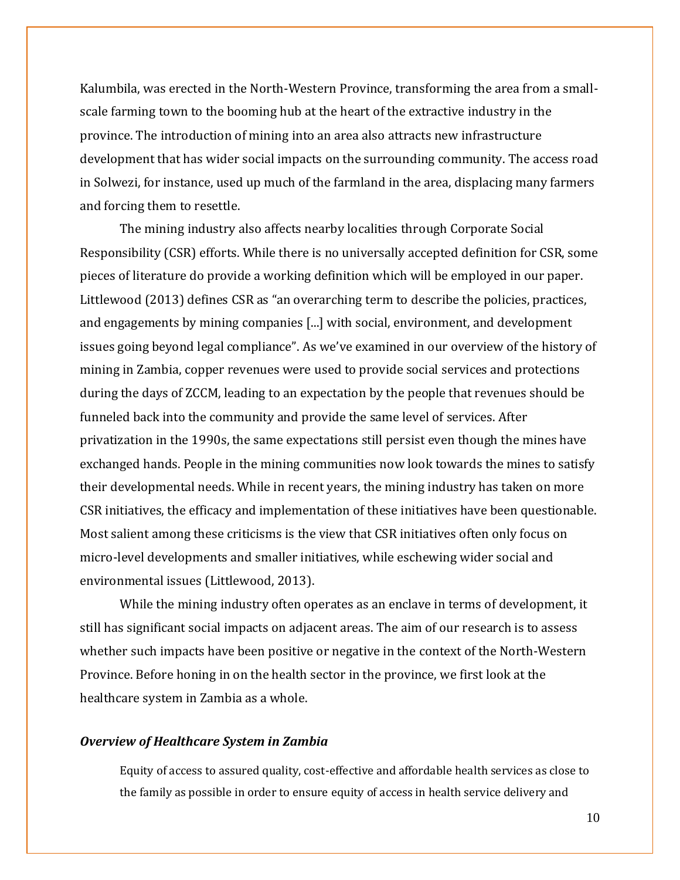Kalumbila, was erected in the North-Western Province, transforming the area from a small-scale farming town to the booming hub at the heart of the extractive industry in the province. The introduction of mining into an area also attracts new infrastructure development that has wider social impacts on the surrounding community. The access road in Solwezi, for instance, used up much of the farmland in the area, displacing many farmers and forcing them to resettle.

The mining industry also affects nearby localities through Corporate Social Responsibility (CSR) efforts. While there is no universally accepted definition for CSR, some pieces of literature do provide a working definition which will be employed in our paper. Littlewood (2013) defines CSR as "an overarching term to describe the policies, practices, and engagements by mining companies [...] with social, environment, and development issues going beyond legal compliance". As we've examined in our overview of the history of mining in Zambia, copper revenues were used to provide social services and protections during the days of ZCCM, leading to an expectation by the people that revenues should be funneled back into the community and provide the same level of services. After privatization in the 1990s, the same expectations still persist even though the mines have exchanged hands. People in the mining communities now look towards the mines to satisfy their developmental needs. While in recent years, the mining industry has taken on more CSR initiatives, the efficacy and implementation of these initiatives have been questionable. Most salient among these criticisms is the view that CSR initiatives often only focus on micro-level developments and smaller initiatives, while eschewing wider social and environmental issues (Littlewood, 2013).

While the mining industry often operates as an enclave in terms of development, it still has significant social impacts on adjacent areas. The aim of our research is to assess whether such impacts have been positive or negative in the context of the North-Western Province. Before honing in on the health sector in the province, we first look at the healthcare system in Zambia as a whole.

### *Overview of Healthcare System in Zambia*

> Equity of access to assured quality, cost-effective and affordable health services as close to the family as possible in order to ensure equity of access in health service delivery and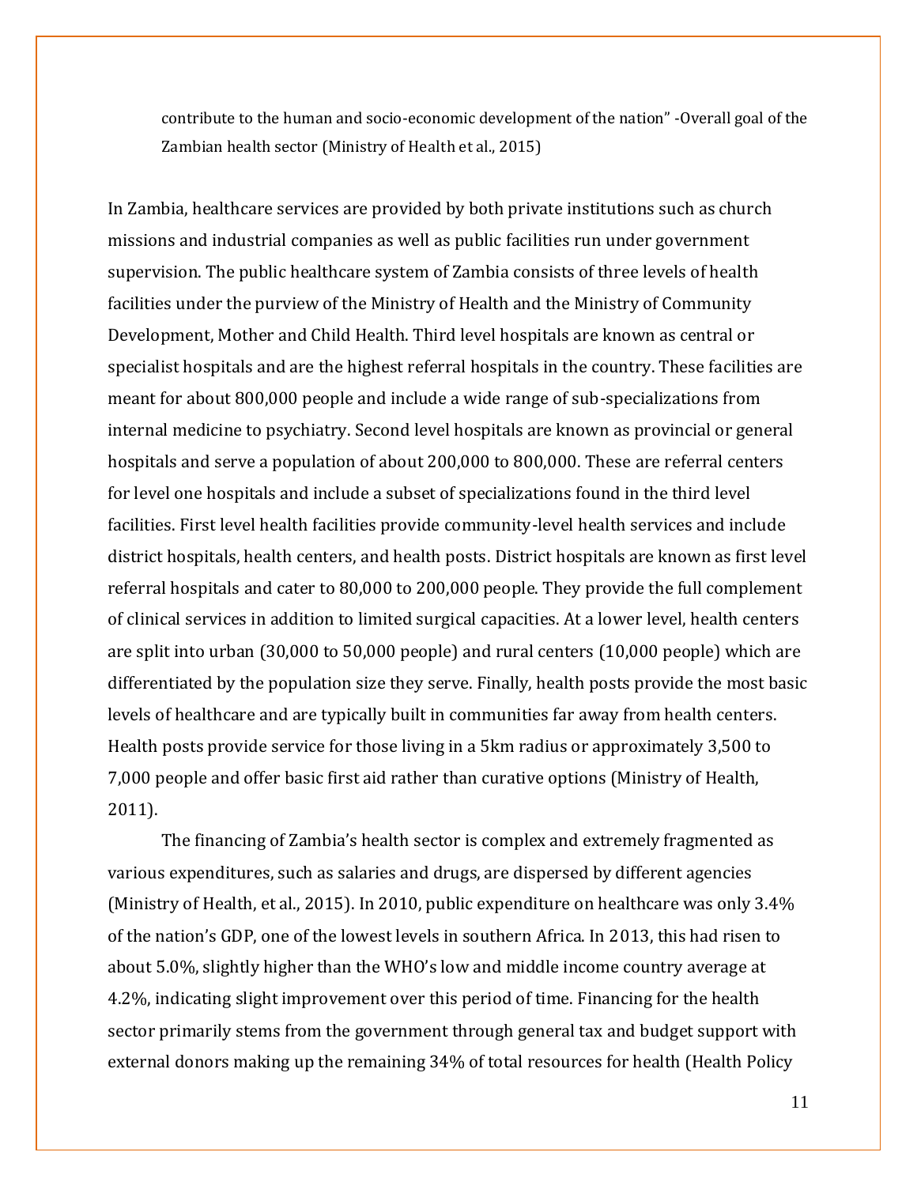> contribute to the human and socio-economic development of the nation" -Overall goal of the Zambian health sector (Ministry of Health et al., 2015)

In Zambia, healthcare services are provided by both private institutions such as church missions and industrial companies as well as public facilities run under government supervision. The public healthcare system of Zambia consists of three levels of health facilities under the purview of the Ministry of Health and the Ministry of Community Development, Mother and Child Health. Third level hospitals are known as central or specialist hospitals and are the highest referral hospitals in the country. These facilities are meant for about 800,000 people and include a wide range of sub-specializations from internal medicine to psychiatry. Second level hospitals are known as provincial or general hospitals and serve a population of about 200,000 to 800,000. These are referral centers for level one hospitals and include a subset of specializations found in the third level facilities. First level health facilities provide community-level health services and include district hospitals, health centers, and health posts. District hospitals are known as first level referral hospitals and cater to 80,000 to 200,000 people. They provide the full complement of clinical services in addition to limited surgical capacities. At a lower level, health centers are split into urban (30,000 to 50,000 people) and rural centers (10,000 people) which are differentiated by the population size they serve. Finally, health posts provide the most basic levels of healthcare and are typically built in communities far away from health centers. Health posts provide service for those living in a 5km radius or approximately 3,500 to 7,000 people and offer basic first aid rather than curative options (Ministry of Health, 2011).

The financing of Zambia's health sector is complex and extremely fragmented as various expenditures, such as salaries and drugs, are dispersed by different agencies (Ministry of Health, et al., 2015). In 2010, public expenditure on healthcare was only 3.4% of the nation's GDP, one of the lowest levels in southern Africa. In 2013, this had risen to about 5.0%, slightly higher than the WHO's low and middle income country average at 4.2%, indicating slight improvement over this period of time. Financing for the health sector primarily stems from the government through general tax and budget support with external donors making up the remaining 34% of total resources for health (Health Policy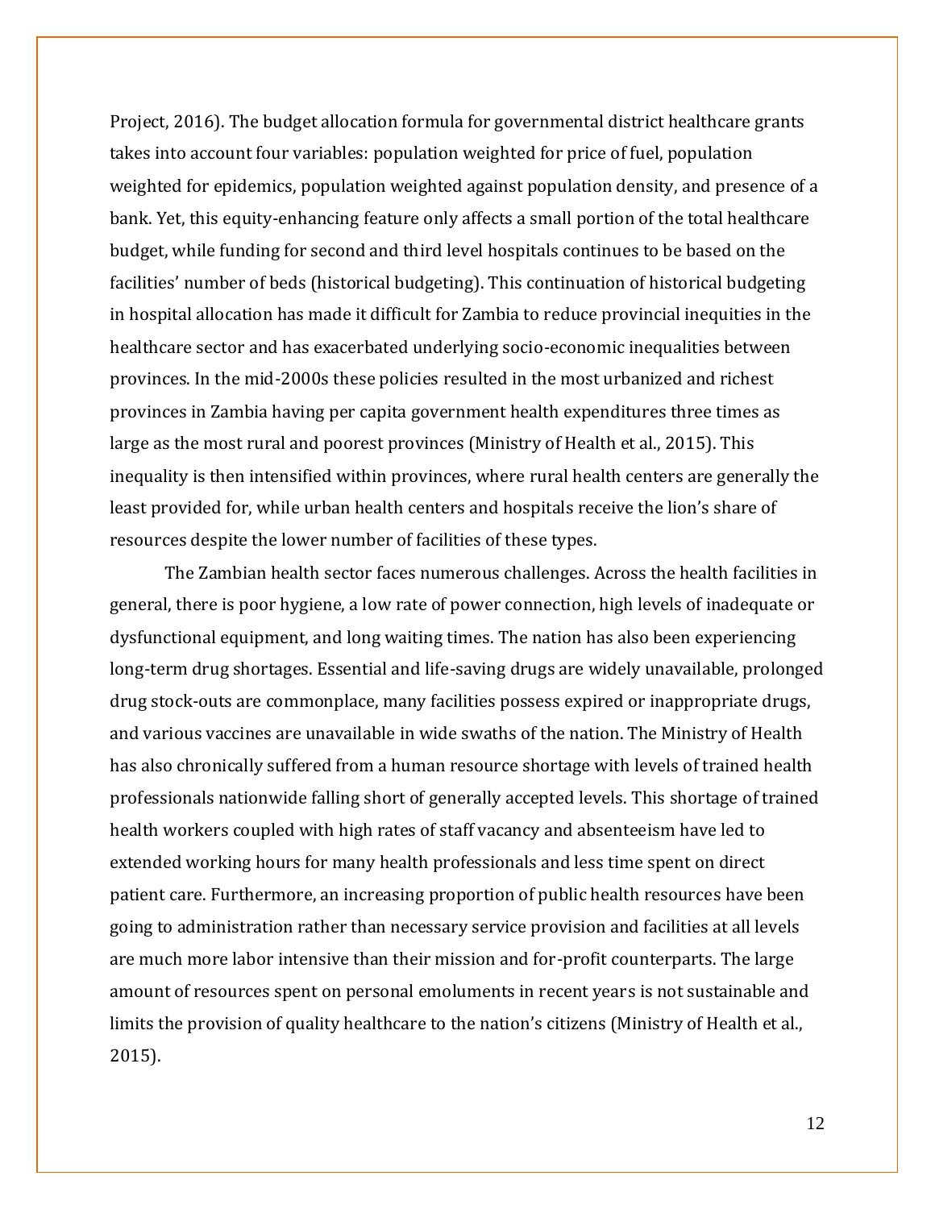Project, 2016). The budget allocation formula for governmental district healthcare grants takes into account four variables: population weighted for price of fuel, population weighted for epidemics, population weighted against population density, and presence of a bank. Yet, this equity-enhancing feature only affects a small portion of the total healthcare budget, while funding for second and third level hospitals continues to be based on the facilities' number of beds (historical budgeting). This continuation of historical budgeting in hospital allocation has made it difficult for Zambia to reduce provincial inequities in the healthcare sector and has exacerbated underlying socio-economic inequalities between provinces. In the mid-2000s these policies resulted in the most urbanized and richest provinces in Zambia having per capita government health expenditures three times as large as the most rural and poorest provinces (Ministry of Health et al., 2015). This inequality is then intensified within provinces, where rural health centers are generally the least provided for, while urban health centers and hospitals receive the lion's share of resources despite the lower number of facilities of these types.

The Zambian health sector faces numerous challenges. Across the health facilities in general, there is poor hygiene, a low rate of power connection, high levels of inadequate or dysfunctional equipment, and long waiting times. The nation has also been experiencing long-term drug shortages. Essential and life-saving drugs are widely unavailable, prolonged drug stock-outs are commonplace, many facilities possess expired or inappropriate drugs, and various vaccines are unavailable in wide swaths of the nation. The Ministry of Health has also chronically suffered from a human resource shortage with levels of trained health professionals nationwide falling short of generally accepted levels. This shortage of trained health workers coupled with high rates of staff vacancy and absenteeism have led to extended working hours for many health professionals and less time spent on direct patient care. Furthermore, an increasing proportion of public health resources have been going to administration rather than necessary service provision and facilities at all levels are much more labor intensive than their mission and for-profit counterparts. The large amount of resources spent on personal emoluments in recent years is not sustainable and limits the provision of quality healthcare to the nation's citizens (Ministry of Health et al., 2015).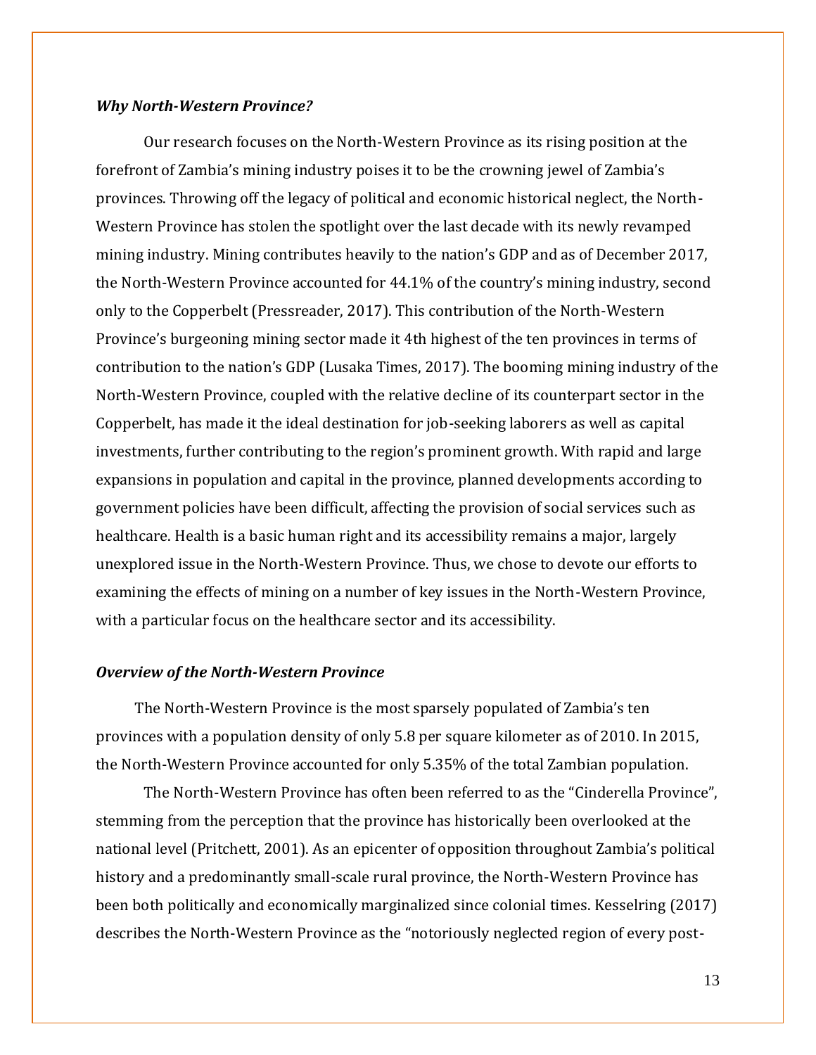### *Why North-Western Province?*

Our research focuses on the North-Western Province as its rising position at the forefront of Zambia's mining industry poises it to be the crowning jewel of Zambia's provinces. Throwing off the legacy of political and economic historical neglect, the North-Western Province has stolen the spotlight over the last decade with its newly revamped mining industry. Mining contributes heavily to the nation's GDP and as of December 2017, the North-Western Province accounted for 44.1% of the country's mining industry, second only to the Copperbelt (Pressreader, 2017). This contribution of the North-Western Province's burgeoning mining sector made it 4th highest of the ten provinces in terms of contribution to the nation's GDP (Lusaka Times, 2017). The booming mining industry of the North-Western Province, coupled with the relative decline of its counterpart sector in the Copperbelt, has made it the ideal destination for job-seeking laborers as well as capital investments, further contributing to the region's prominent growth. With rapid and large expansions in population and capital in the province, planned developments according to government policies have been difficult, affecting the provision of social services such as healthcare. Health is a basic human right and its accessibility remains a major, largely unexplored issue in the North-Western Province. Thus, we chose to devote our efforts to examining the effects of mining on a number of key issues in the North-Western Province, with a particular focus on the healthcare sector and its accessibility.

### *Overview of the North-Western Province*

The North-Western Province is the most sparsely populated of Zambia's ten provinces with a population density of only 5.8 per square kilometer as of 2010. In 2015, the North-Western Province accounted for only 5.35% of the total Zambian population.

The North-Western Province has often been referred to as the "Cinderella Province", stemming from the perception that the province has historically been overlooked at the national level (Pritchett, 2001). As an epicenter of opposition throughout Zambia's political history and a predominantly small-scale rural province, the North-Western Province has been both politically and economically marginalized since colonial times. Kesselring (2017) describes the North-Western Province as the "notoriously neglected region of every post-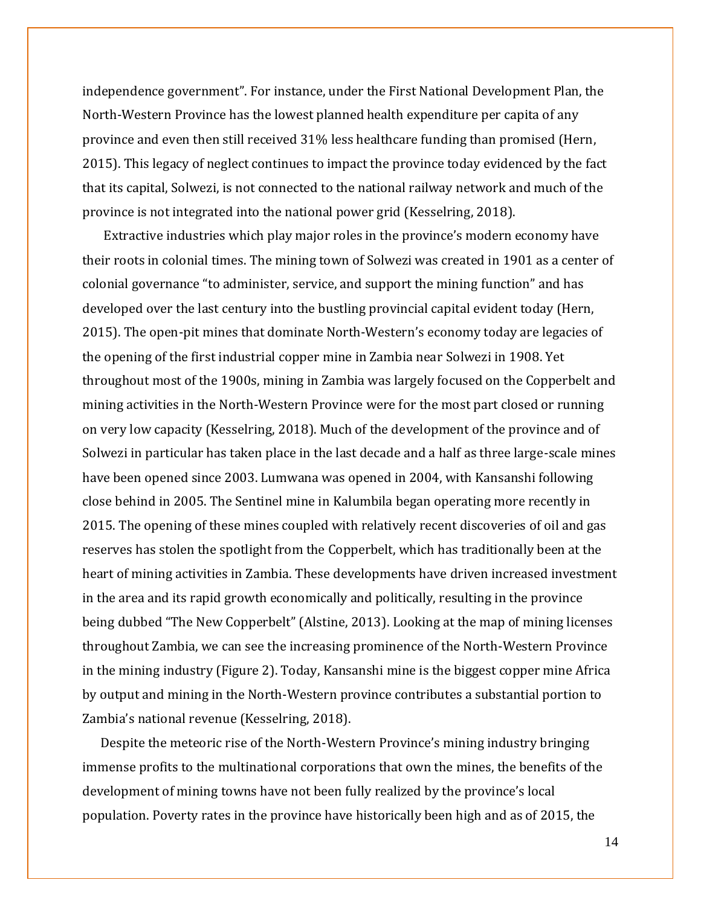independence government". For instance, under the First National Development Plan, the North-Western Province has the lowest planned health expenditure per capita of any province and even then still received 31% less healthcare funding than promised (Hern, 2015). This legacy of neglect continues to impact the province today evidenced by the fact that its capital, Solwezi, is not connected to the national railway network and much of the province is not integrated into the national power grid (Kesselring, 2018).

Extractive industries which play major roles in the province's modern economy have their roots in colonial times. The mining town of Solwezi was created in 1901 as a center of colonial governance "to administer, service, and support the mining function" and has developed over the last century into the bustling provincial capital evident today (Hern, 2015). The open-pit mines that dominate North-Western's economy today are legacies of the opening of the first industrial copper mine in Zambia near Solwezi in 1908. Yet throughout most of the 1900s, mining in Zambia was largely focused on the Copperbelt and mining activities in the North-Western Province were for the most part closed or running on very low capacity (Kesselring, 2018). Much of the development of the province and of Solwezi in particular has taken place in the last decade and a half as three large-scale mines have been opened since 2003. Lumwana was opened in 2004, with Kansanshi following close behind in 2005. The Sentinel mine in Kalumbila began operating more recently in 2015. The opening of these mines coupled with relatively recent discoveries of oil and gas reserves has stolen the spotlight from the Copperbelt, which has traditionally been at the heart of mining activities in Zambia. These developments have driven increased investment in the area and its rapid growth economically and politically, resulting in the province being dubbed "The New Copperbelt" (Alstine, 2013). Looking at the map of mining licenses throughout Zambia, we can see the increasing prominence of the North-Western Province in the mining industry (Figure 2). Today, Kansanshi mine is the biggest copper mine Africa by output and mining in the North-Western province contributes a substantial portion to Zambia's national revenue (Kesselring, 2018).

Despite the meteoric rise of the North-Western Province's mining industry bringing immense profits to the multinational corporations that own the mines, the benefits of the development of mining towns have not been fully realized by the province's local population. Poverty rates in the province have historically been high and as of 2015, the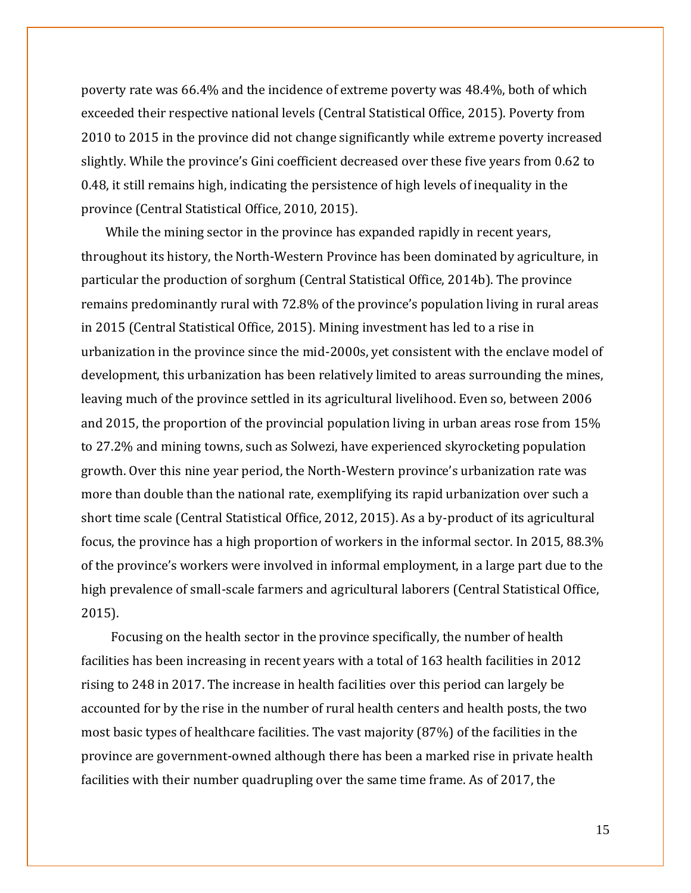poverty rate was 66.4% and the incidence of extreme poverty was 48.4%, both of which exceeded their respective national levels (Central Statistical Office, 2015). Poverty from 2010 to 2015 in the province did not change significantly while extreme poverty increased slightly. While the province's Gini coefficient decreased over these five years from 0.62 to 0.48, it still remains high, indicating the persistence of high levels of inequality in the province (Central Statistical Office, 2010, 2015).

While the mining sector in the province has expanded rapidly in recent years, throughout its history, the North-Western Province has been dominated by agriculture, in particular the production of sorghum (Central Statistical Office, 2014b). The province remains predominantly rural with 72.8% of the province's population living in rural areas in 2015 (Central Statistical Office, 2015). Mining investment has led to a rise in urbanization in the province since the mid-2000s, yet consistent with the enclave model of development, this urbanization has been relatively limited to areas surrounding the mines, leaving much of the province settled in its agricultural livelihood. Even so, between 2006 and 2015, the proportion of the provincial population living in urban areas rose from 15% to 27.2% and mining towns, such as Solwezi, have experienced skyrocketing population growth. Over this nine year period, the North-Western province's urbanization rate was more than double than the national rate, exemplifying its rapid urbanization over such a short time scale (Central Statistical Office, 2012, 2015). As a by-product of its agricultural focus, the province has a high proportion of workers in the informal sector. In 2015, 88.3% of the province's workers were involved in informal employment, in a large part due to the high prevalence of small-scale farmers and agricultural laborers (Central Statistical Office, 2015).

Focusing on the health sector in the province specifically, the number of health facilities has been increasing in recent years with a total of 163 health facilities in 2012 rising to 248 in 2017. The increase in health facilities over this period can largely be accounted for by the rise in the number of rural health centers and health posts, the two most basic types of healthcare facilities. The vast majority (87%) of the facilities in the province are government-owned although there has been a marked rise in private health facilities with their number quadrupling over the same time frame. As of 2017, the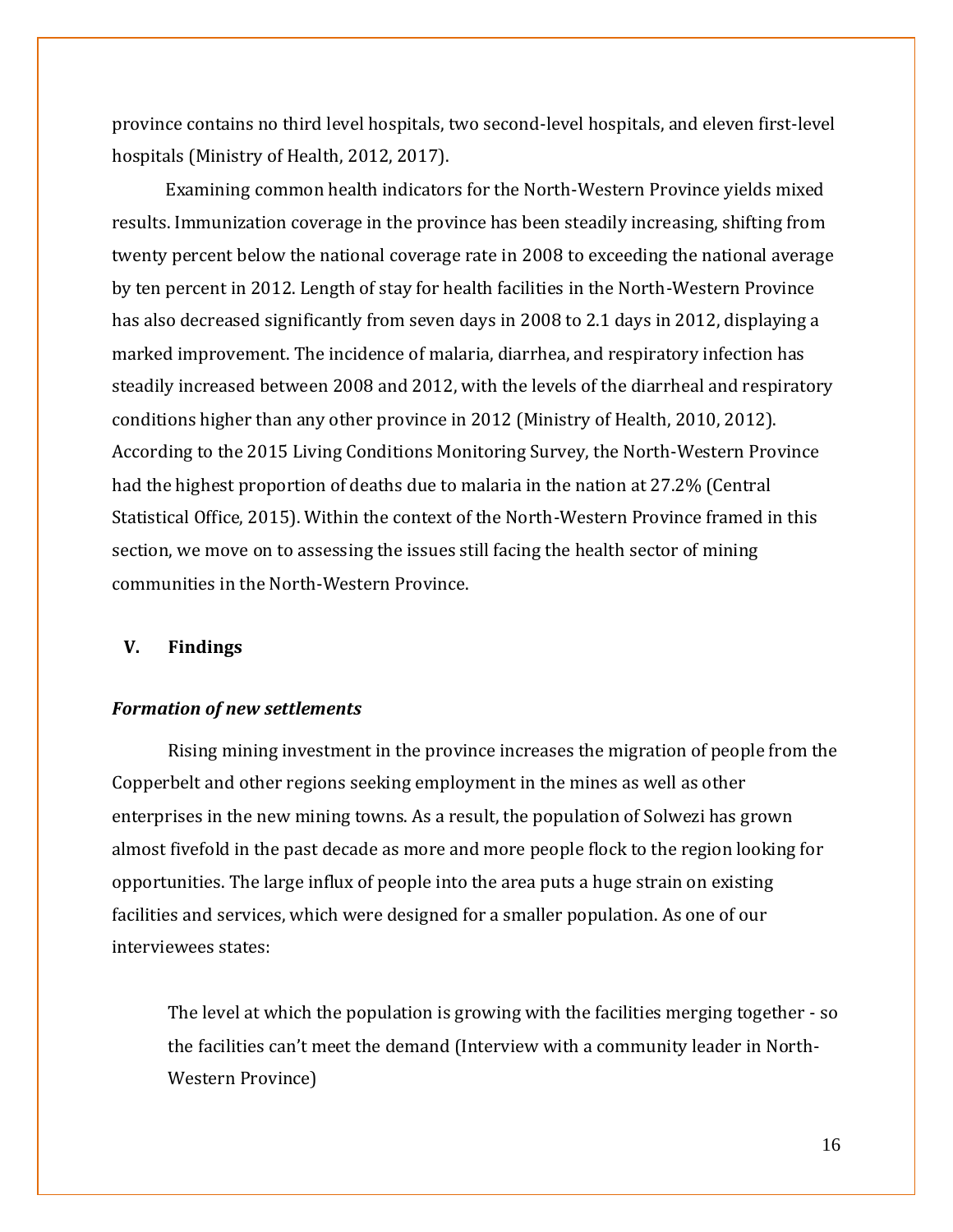province contains no third level hospitals, two second-level hospitals, and eleven first-level hospitals (Ministry of Health, 2012, 2017).

Examining common health indicators for the North-Western Province yields mixed results. Immunization coverage in the province has been steadily increasing, shifting from twenty percent below the national coverage rate in 2008 to exceeding the national average by ten percent in 2012. Length of stay for health facilities in the North-Western Province has also decreased significantly from seven days in 2008 to 2.1 days in 2012, displaying a marked improvement. The incidence of malaria, diarrhea, and respiratory infection has steadily increased between 2008 and 2012, with the levels of the diarrheal and respiratory conditions higher than any other province in 2012 (Ministry of Health, 2010, 2012). According to the 2015 Living Conditions Monitoring Survey, the North-Western Province had the highest proportion of deaths due to malaria in the nation at 27.2% (Central Statistical Office, 2015). Within the context of the North-Western Province framed in this section, we move on to assessing the issues still facing the health sector of mining communities in the North-Western Province.

## V. Findings

### *Formation of new settlements*

Rising mining investment in the province increases the migration of people from the Copperbelt and other regions seeking employment in the mines as well as other enterprises in the new mining towns. As a result, the population of Solwezi has grown almost fivefold in the past decade as more and more people flock to the region looking for opportunities. The large influx of people into the area puts a huge strain on existing facilities and services, which were designed for a smaller population. As one of our interviewees states:

> The level at which the population is growing with the facilities merging together - so the facilities can't meet the demand (Interview with a community leader in North-Western Province)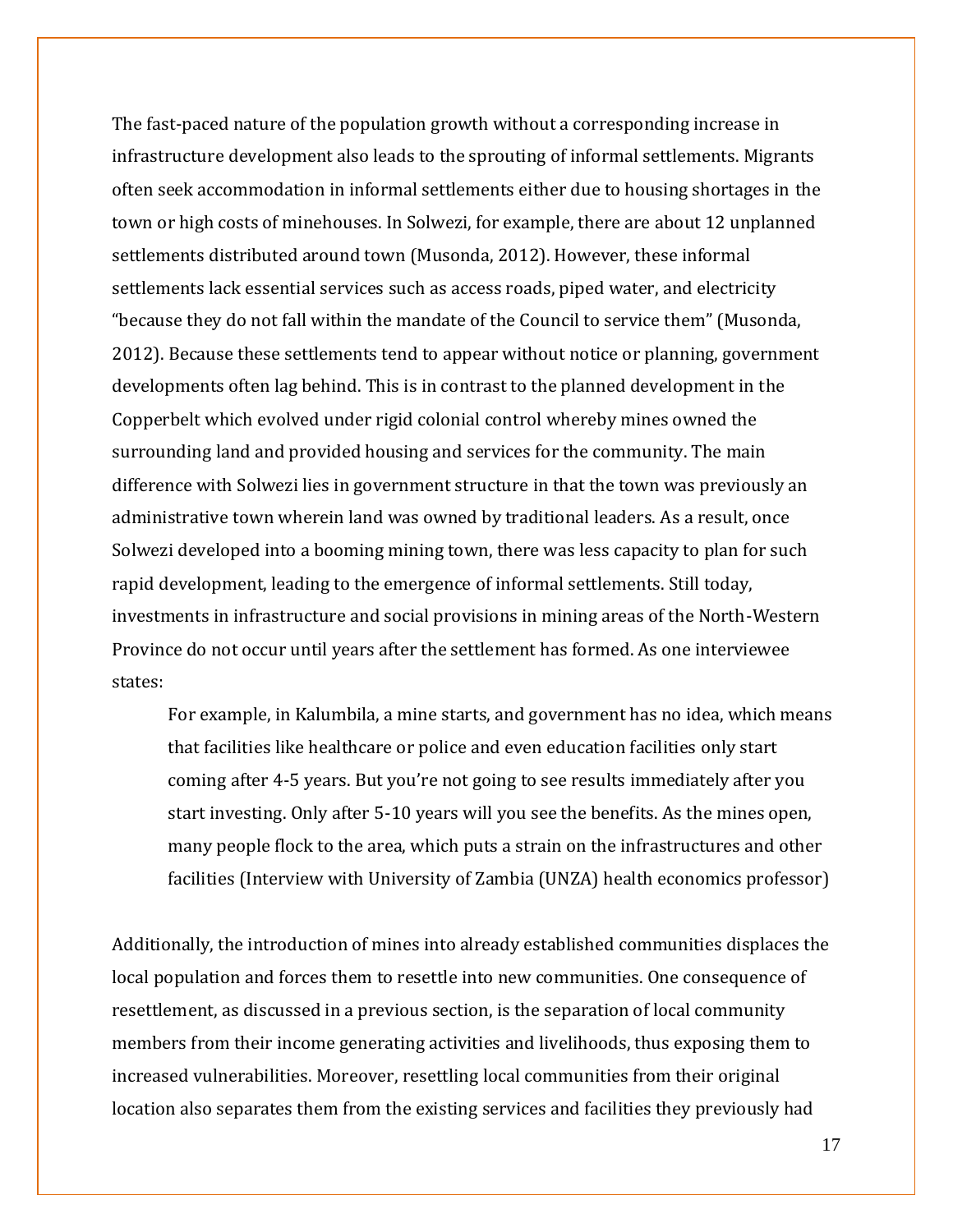The fast-paced nature of the population growth without a corresponding increase in infrastructure development also leads to the sprouting of informal settlements. Migrants often seek accommodation in informal settlements either due to housing shortages in the town or high costs of minehouses. In Solwezi, for example, there are about 12 unplanned settlements distributed around town (Musonda, 2012). However, these informal settlements lack essential services such as access roads, piped water, and electricity "because they do not fall within the mandate of the Council to service them" (Musonda, 2012). Because these settlements tend to appear without notice or planning, government developments often lag behind. This is in contrast to the planned development in the Copperbelt which evolved under rigid colonial control whereby mines owned the surrounding land and provided housing and services for the community. The main difference with Solwezi lies in government structure in that the town was previously an administrative town wherein land was owned by traditional leaders. As a result, once Solwezi developed into a booming mining town, there was less capacity to plan for such rapid development, leading to the emergence of informal settlements. Still today, investments in infrastructure and social provisions in mining areas of the North-Western Province do not occur until years after the settlement has formed. As one interviewee states:

> For example, in Kalumbila, a mine starts, and government has no idea, which means that facilities like healthcare or police and even education facilities only start coming after 4-5 years. But you're not going to see results immediately after you start investing. Only after 5-10 years will you see the benefits. As the mines open, many people flock to the area, which puts a strain on the infrastructures and other facilities (Interview with University of Zambia (UNZA) health economics professor)

Additionally, the introduction of mines into already established communities displaces the local population and forces them to resettle into new communities. One consequence of resettlement, as discussed in a previous section, is the separation of local community members from their income generating activities and livelihoods, thus exposing them to increased vulnerabilities. Moreover, resettling local communities from their original location also separates them from the existing services and facilities they previously had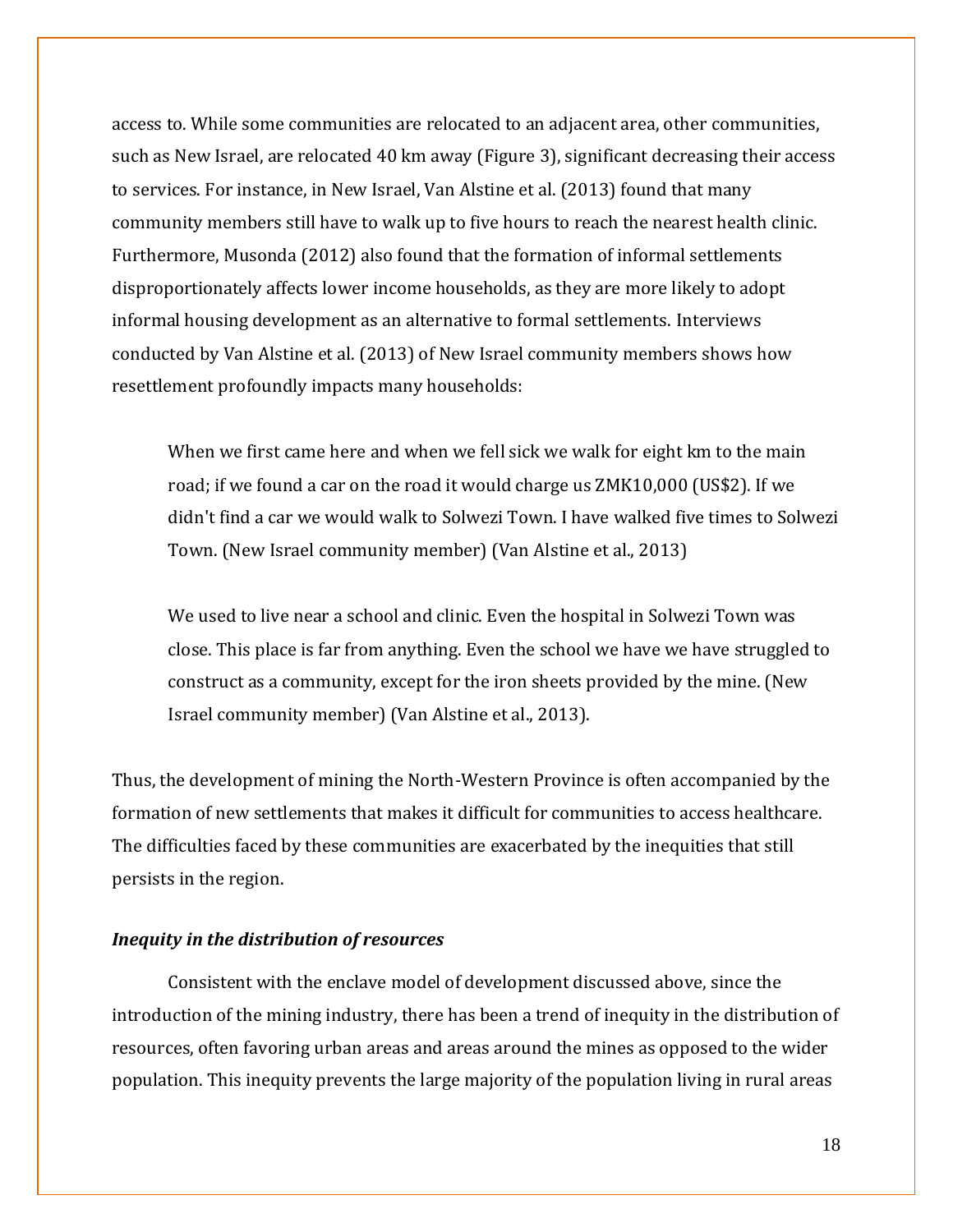access to. While some communities are relocated to an adjacent area, other communities, such as New Israel, are relocated 40 km away (Figure 3), significant decreasing their access to services. For instance, in New Israel, Van Alstine et al. (2013) found that many community members still have to walk up to five hours to reach the nearest health clinic. Furthermore, Musonda (2012) also found that the formation of informal settlements disproportionately affects lower income households, as they are more likely to adopt informal housing development as an alternative to formal settlements. Interviews conducted by Van Alstine et al. (2013) of New Israel community members shows how resettlement profoundly impacts many households:

> When we first came here and when we fell sick we walk for eight km to the main road; if we found a car on the road it would charge us ZMK10,000 (US$2). If we didn't find a car we would walk to Solwezi Town. I have walked five times to Solwezi Town. (New Israel community member) (Van Alstine et al., 2013)

> We used to live near a school and clinic. Even the hospital in Solwezi Town was close. This place is far from anything. Even the school we have we have struggled to construct as a community, except for the iron sheets provided by the mine. (New Israel community member) (Van Alstine et al., 2013).

Thus, the development of mining the North-Western Province is often accompanied by the formation of new settlements that makes it difficult for communities to access healthcare. The difficulties faced by these communities are exacerbated by the inequities that still persists in the region.

***Inequity in the distribution of resources***

Consistent with the enclave model of development discussed above, since the introduction of the mining industry, there has been a trend of inequity in the distribution of resources, often favoring urban areas and areas around the mines as opposed to the wider population. This inequity prevents the large majority of the population living in rural areas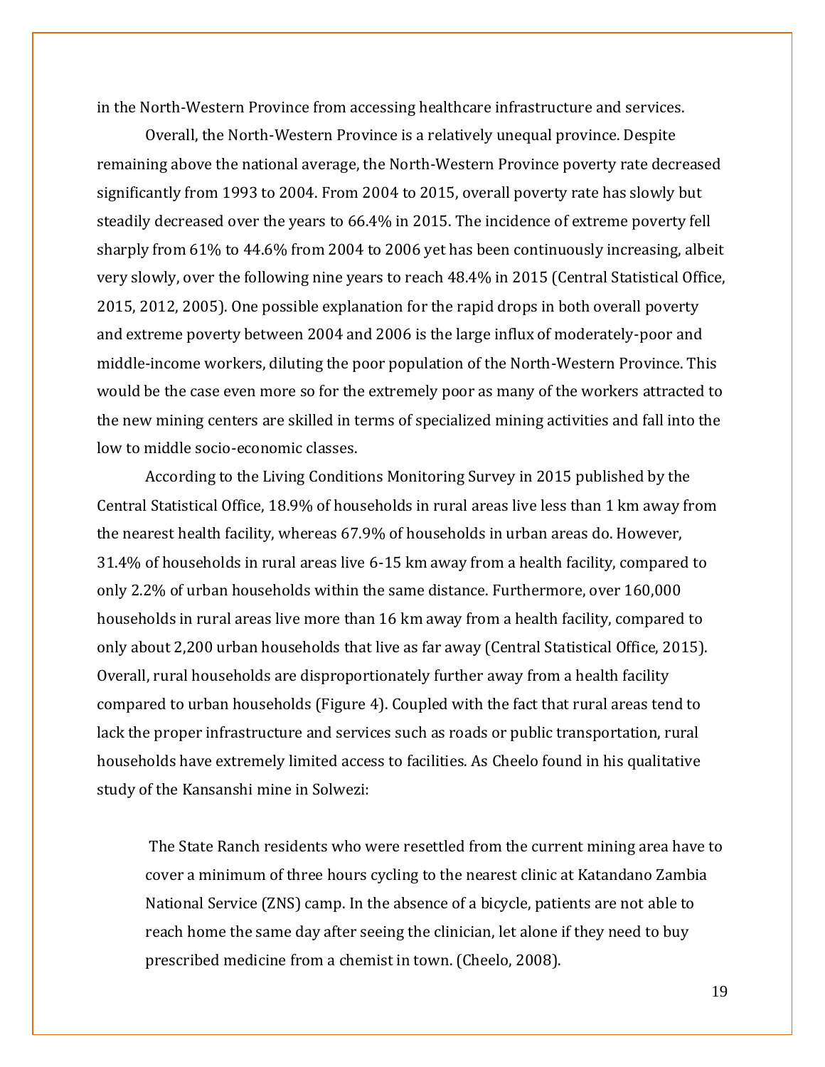in the North-Western Province from accessing healthcare infrastructure and services.

Overall, the North-Western Province is a relatively unequal province. Despite remaining above the national average, the North-Western Province poverty rate decreased significantly from 1993 to 2004. From 2004 to 2015, overall poverty rate has slowly but steadily decreased over the years to 66.4% in 2015. The incidence of extreme poverty fell sharply from 61% to 44.6% from 2004 to 2006 yet has been continuously increasing, albeit very slowly, over the following nine years to reach 48.4% in 2015 (Central Statistical Office, 2015, 2012, 2005). One possible explanation for the rapid drops in both overall poverty and extreme poverty between 2004 and 2006 is the large influx of moderately-poor and middle-income workers, diluting the poor population of the North-Western Province. This would be the case even more so for the extremely poor as many of the workers attracted to the new mining centers are skilled in terms of specialized mining activities and fall into the low to middle socio-economic classes.

According to the Living Conditions Monitoring Survey in 2015 published by the Central Statistical Office, 18.9% of households in rural areas live less than 1 km away from the nearest health facility, whereas 67.9% of households in urban areas do. However, 31.4% of households in rural areas live 6-15 km away from a health facility, compared to only 2.2% of urban households within the same distance. Furthermore, over 160,000 households in rural areas live more than 16 km away from a health facility, compared to only about 2,200 urban households that live as far away (Central Statistical Office, 2015). Overall, rural households are disproportionately further away from a health facility compared to urban households (Figure 4). Coupled with the fact that rural areas tend to lack the proper infrastructure and services such as roads or public transportation, rural households have extremely limited access to facilities. As Cheelo found in his qualitative study of the Kansanshi mine in Solwezi:

> The State Ranch residents who were resettled from the current mining area have to cover a minimum of three hours cycling to the nearest clinic at Katandano Zambia National Service (ZNS) camp. In the absence of a bicycle, patients are not able to reach home the same day after seeing the clinician, let alone if they need to buy prescribed medicine from a chemist in town. (Cheelo, 2008).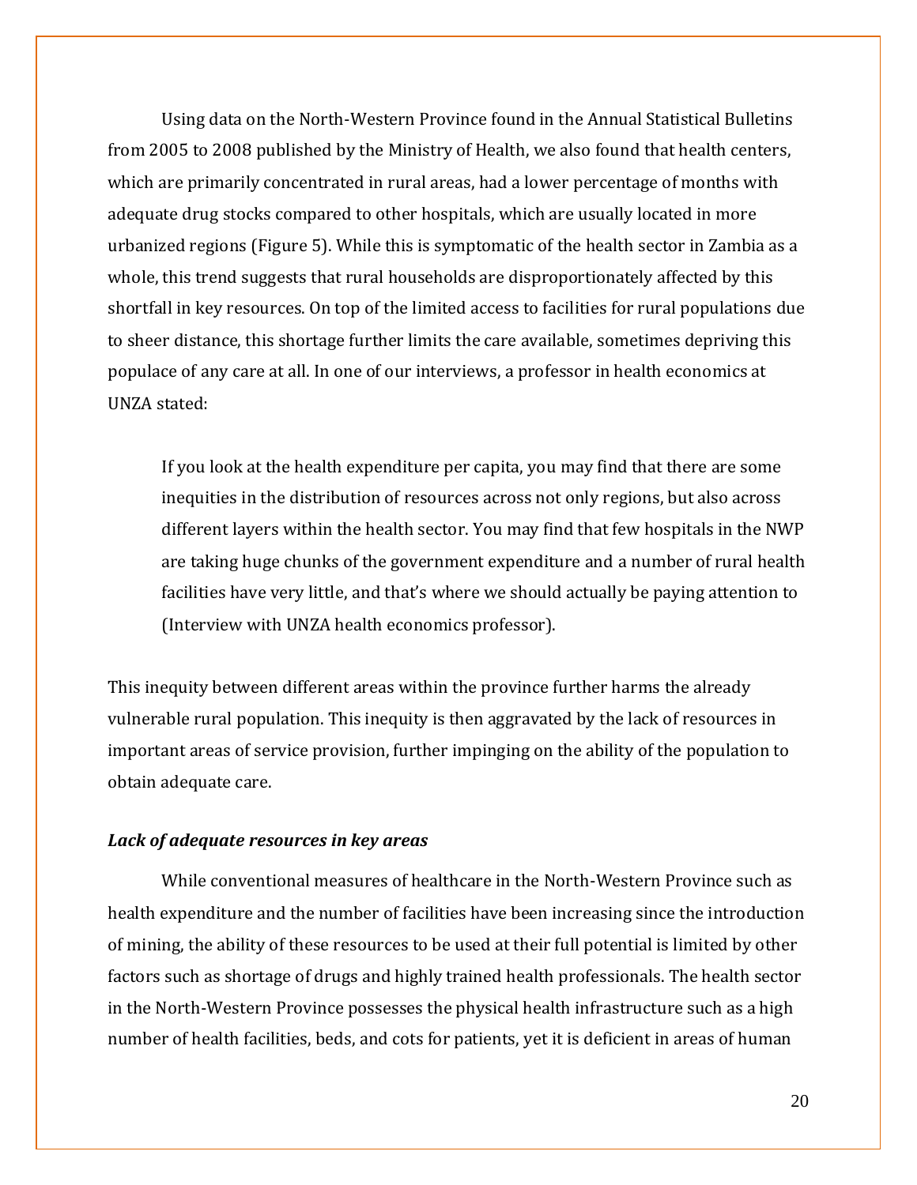Using data on the North-Western Province found in the Annual Statistical Bulletins from 2005 to 2008 published by the Ministry of Health, we also found that health centers, which are primarily concentrated in rural areas, had a lower percentage of months with adequate drug stocks compared to other hospitals, which are usually located in more urbanized regions (Figure 5). While this is symptomatic of the health sector in Zambia as a whole, this trend suggests that rural households are disproportionately affected by this shortfall in key resources. On top of the limited access to facilities for rural populations due to sheer distance, this shortage further limits the care available, sometimes depriving this populace of any care at all. In one of our interviews, a professor in health economics at UNZA stated:

> If you look at the health expenditure per capita, you may find that there are some inequities in the distribution of resources across not only regions, but also across different layers within the health sector. You may find that few hospitals in the NWP are taking huge chunks of the government expenditure and a number of rural health facilities have very little, and that's where we should actually be paying attention to (Interview with UNZA health economics professor).

This inequity between different areas within the province further harms the already vulnerable rural population. This inequity is then aggravated by the lack of resources in important areas of service provision, further impinging on the ability of the population to obtain adequate care.

***Lack of adequate resources in key areas***

While conventional measures of healthcare in the North-Western Province such as health expenditure and the number of facilities have been increasing since the introduction of mining, the ability of these resources to be used at their full potential is limited by other factors such as shortage of drugs and highly trained health professionals. The health sector in the North-Western Province possesses the physical health infrastructure such as a high number of health facilities, beds, and cots for patients, yet it is deficient in areas of human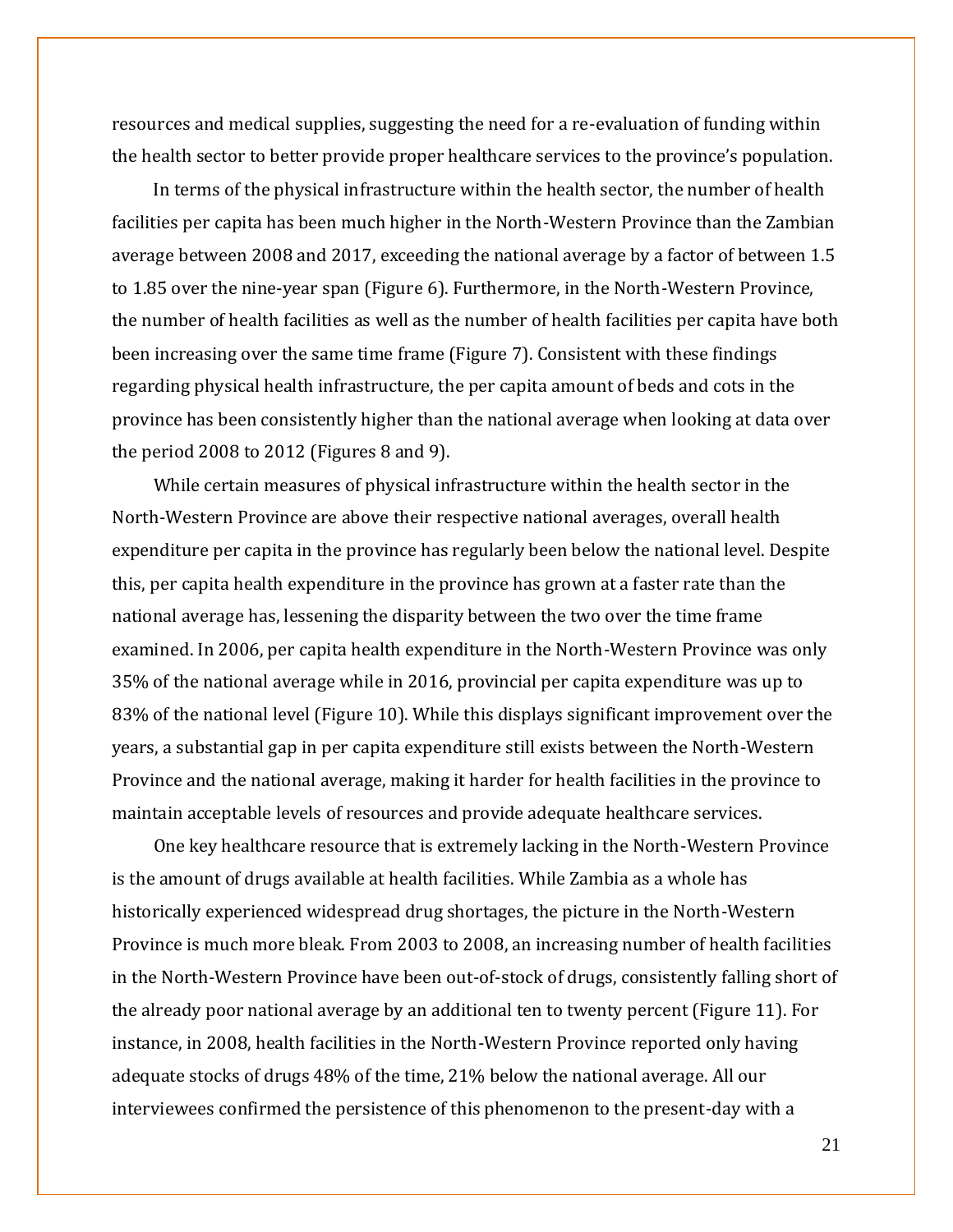resources and medical supplies, suggesting the need for a re-evaluation of funding within the health sector to better provide proper healthcare services to the province's population.

In terms of the physical infrastructure within the health sector, the number of health facilities per capita has been much higher in the North-Western Province than the Zambian average between 2008 and 2017, exceeding the national average by a factor of between 1.5 to 1.85 over the nine-year span (Figure 6). Furthermore, in the North-Western Province, the number of health facilities as well as the number of health facilities per capita have both been increasing over the same time frame (Figure 7). Consistent with these findings regarding physical health infrastructure, the per capita amount of beds and cots in the province has been consistently higher than the national average when looking at data over the period 2008 to 2012 (Figures 8 and 9).

While certain measures of physical infrastructure within the health sector in the North-Western Province are above their respective national averages, overall health expenditure per capita in the province has regularly been below the national level. Despite this, per capita health expenditure in the province has grown at a faster rate than the national average has, lessening the disparity between the two over the time frame examined. In 2006, per capita health expenditure in the North-Western Province was only 35% of the national average while in 2016, provincial per capita expenditure was up to 83% of the national level (Figure 10). While this displays significant improvement over the years, a substantial gap in per capita expenditure still exists between the North-Western Province and the national average, making it harder for health facilities in the province to maintain acceptable levels of resources and provide adequate healthcare services.

One key healthcare resource that is extremely lacking in the North-Western Province is the amount of drugs available at health facilities. While Zambia as a whole has historically experienced widespread drug shortages, the picture in the North-Western Province is much more bleak. From 2003 to 2008, an increasing number of health facilities in the North-Western Province have been out-of-stock of drugs, consistently falling short of the already poor national average by an additional ten to twenty percent (Figure 11). For instance, in 2008, health facilities in the North-Western Province reported only having adequate stocks of drugs 48% of the time, 21% below the national average. All our interviewees confirmed the persistence of this phenomenon to the present-day with a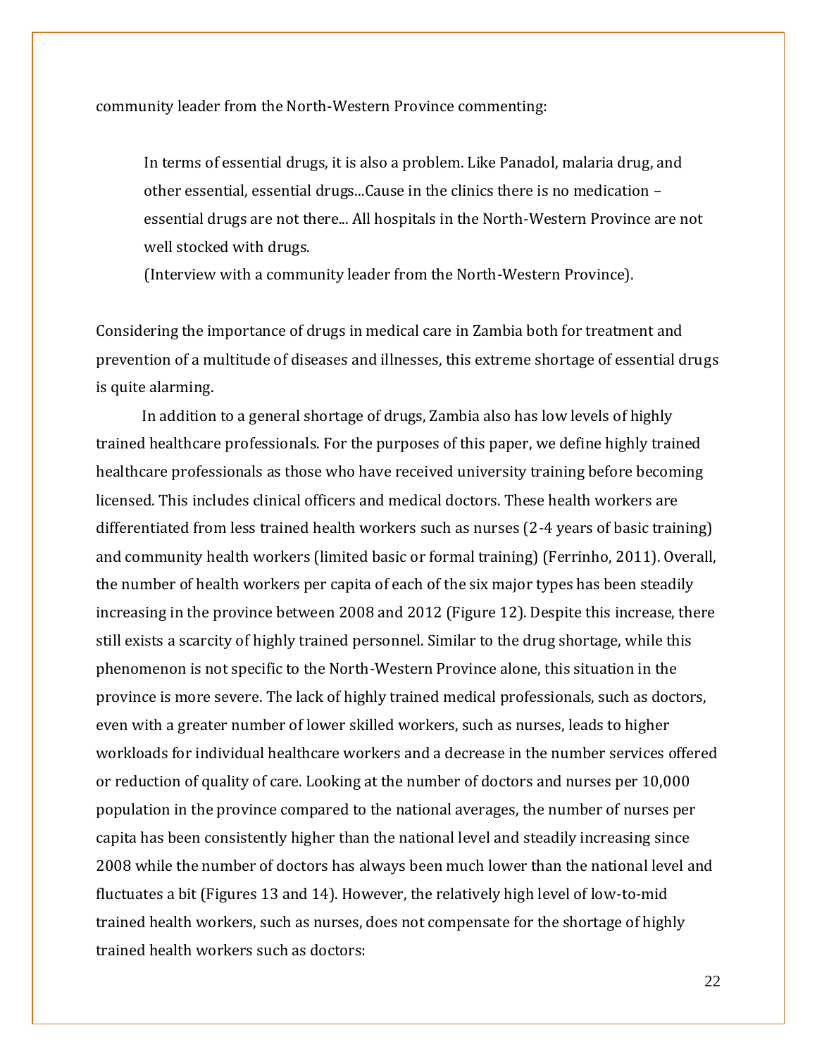community leader from the North-Western Province commenting:

> In terms of essential drugs, it is also a problem. Like Panadol, malaria drug, and other essential, essential drugs...Cause in the clinics there is no medication – essential drugs are not there... All hospitals in the North-Western Province are not well stocked with drugs.
> (Interview with a community leader from the North-Western Province).

Considering the importance of drugs in medical care in Zambia both for treatment and prevention of a multitude of diseases and illnesses, this extreme shortage of essential drugs is quite alarming.

In addition to a general shortage of drugs, Zambia also has low levels of highly trained healthcare professionals. For the purposes of this paper, we define highly trained healthcare professionals as those who have received university training before becoming licensed. This includes clinical officers and medical doctors. These health workers are differentiated from less trained health workers such as nurses (2-4 years of basic training) and community health workers (limited basic or formal training) (Ferrinho, 2011). Overall, the number of health workers per capita of each of the six major types has been steadily increasing in the province between 2008 and 2012 (Figure 12). Despite this increase, there still exists a scarcity of highly trained personnel. Similar to the drug shortage, while this phenomenon is not specific to the North-Western Province alone, this situation in the province is more severe. The lack of highly trained medical professionals, such as doctors, even with a greater number of lower skilled workers, such as nurses, leads to higher workloads for individual healthcare workers and a decrease in the number services offered or reduction of quality of care. Looking at the number of doctors and nurses per 10,000 population in the province compared to the national averages, the number of nurses per capita has been consistently higher than the national level and steadily increasing since 2008 while the number of doctors has always been much lower than the national level and fluctuates a bit (Figures 13 and 14). However, the relatively high level of low-to-mid trained health workers, such as nurses, does not compensate for the shortage of highly trained health workers such as doctors: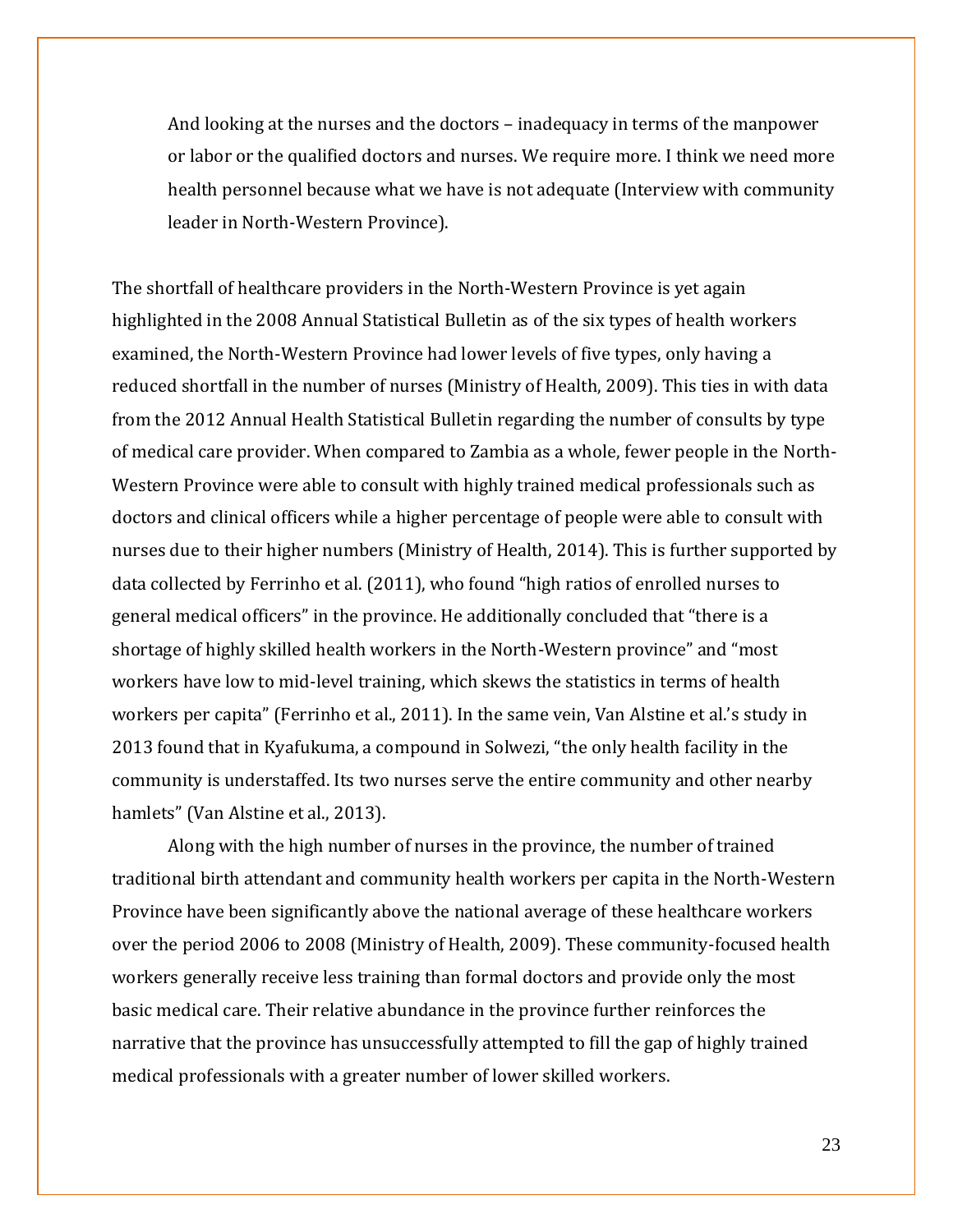> And looking at the nurses and the doctors – inadequacy in terms of the manpower or labor or the qualified doctors and nurses. We require more. I think we need more health personnel because what we have is not adequate (Interview with community leader in North-Western Province).

The shortfall of healthcare providers in the North-Western Province is yet again highlighted in the 2008 Annual Statistical Bulletin as of the six types of health workers examined, the North-Western Province had lower levels of five types, only having a reduced shortfall in the number of nurses (Ministry of Health, 2009). This ties in with data from the 2012 Annual Health Statistical Bulletin regarding the number of consults by type of medical care provider. When compared to Zambia as a whole, fewer people in the North-Western Province were able to consult with highly trained medical professionals such as doctors and clinical officers while a higher percentage of people were able to consult with nurses due to their higher numbers (Ministry of Health, 2014). This is further supported by data collected by Ferrinho et al. (2011), who found "high ratios of enrolled nurses to general medical officers" in the province. He additionally concluded that "there is a shortage of highly skilled health workers in the North-Western province" and "most workers have low to mid-level training, which skews the statistics in terms of health workers per capita" (Ferrinho et al., 2011). In the same vein, Van Alstine et al.'s study in 2013 found that in Kyafukuma, a compound in Solwezi, "the only health facility in the community is understaffed. Its two nurses serve the entire community and other nearby hamlets" (Van Alstine et al., 2013).

Along with the high number of nurses in the province, the number of trained traditional birth attendant and community health workers per capita in the North-Western Province have been significantly above the national average of these healthcare workers over the period 2006 to 2008 (Ministry of Health, 2009). These community-focused health workers generally receive less training than formal doctors and provide only the most basic medical care. Their relative abundance in the province further reinforces the narrative that the province has unsuccessfully attempted to fill the gap of highly trained medical professionals with a greater number of lower skilled workers.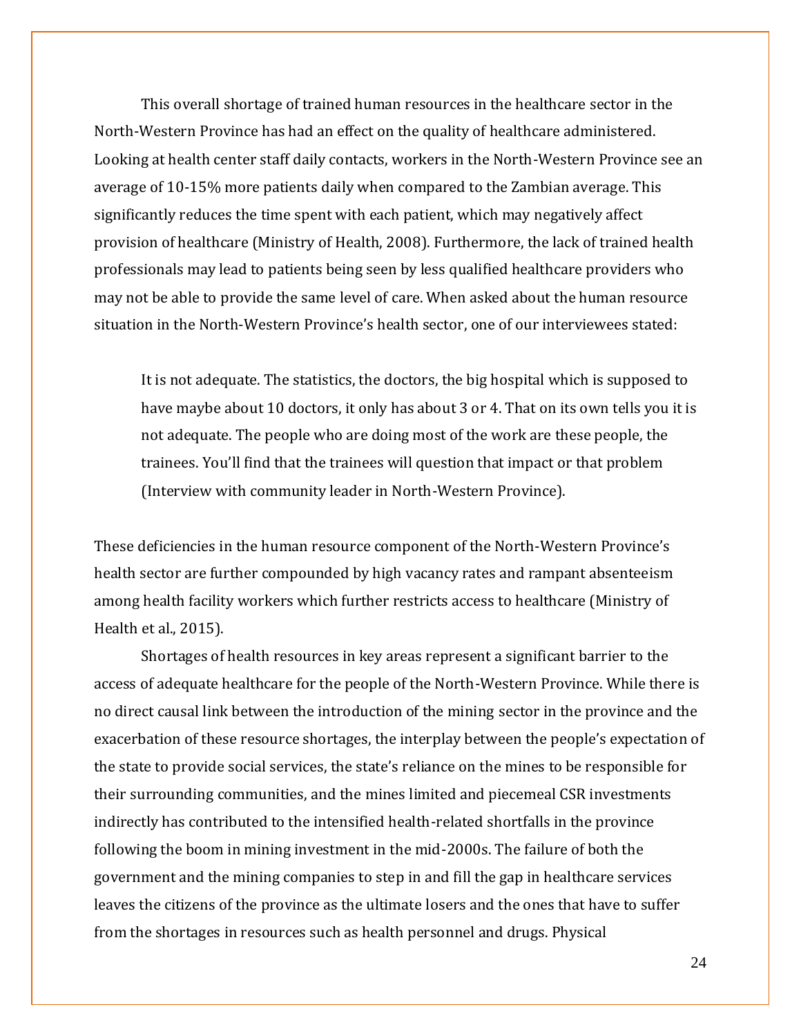This overall shortage of trained human resources in the healthcare sector in the North-Western Province has had an effect on the quality of healthcare administered. Looking at health center staff daily contacts, workers in the North-Western Province see an average of 10-15% more patients daily when compared to the Zambian average. This significantly reduces the time spent with each patient, which may negatively affect provision of healthcare (Ministry of Health, 2008). Furthermore, the lack of trained health professionals may lead to patients being seen by less qualified healthcare providers who may not be able to provide the same level of care. When asked about the human resource situation in the North-Western Province's health sector, one of our interviewees stated:

> It is not adequate. The statistics, the doctors, the big hospital which is supposed to have maybe about 10 doctors, it only has about 3 or 4. That on its own tells you it is not adequate. The people who are doing most of the work are these people, the trainees. You'll find that the trainees will question that impact or that problem (Interview with community leader in North-Western Province).

These deficiencies in the human resource component of the North-Western Province's health sector are further compounded by high vacancy rates and rampant absenteeism among health facility workers which further restricts access to healthcare (Ministry of Health et al., 2015).

Shortages of health resources in key areas represent a significant barrier to the access of adequate healthcare for the people of the North-Western Province. While there is no direct causal link between the introduction of the mining sector in the province and the exacerbation of these resource shortages, the interplay between the people's expectation of the state to provide social services, the state's reliance on the mines to be responsible for their surrounding communities, and the mines limited and piecemeal CSR investments indirectly has contributed to the intensified health-related shortfalls in the province following the boom in mining investment in the mid-2000s. The failure of both the government and the mining companies to step in and fill the gap in healthcare services leaves the citizens of the province as the ultimate losers and the ones that have to suffer from the shortages in resources such as health personnel and drugs. Physical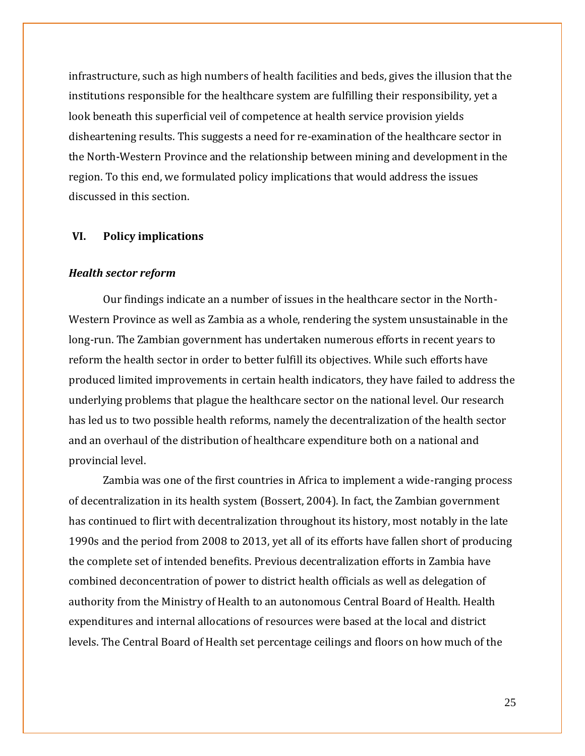infrastructure, such as high numbers of health facilities and beds, gives the illusion that the institutions responsible for the healthcare system are fulfilling their responsibility, yet a look beneath this superficial veil of competence at health service provision yields disheartening results. This suggests a need for re-examination of the healthcare sector in the North-Western Province and the relationship between mining and development in the region. To this end, we formulated policy implications that would address the issues discussed in this section.

## VI. Policy implications

### *Health sector reform*

Our findings indicate an a number of issues in the healthcare sector in the North-Western Province as well as Zambia as a whole, rendering the system unsustainable in the long-run. The Zambian government has undertaken numerous efforts in recent years to reform the health sector in order to better fulfill its objectives. While such efforts have produced limited improvements in certain health indicators, they have failed to address the underlying problems that plague the healthcare sector on the national level. Our research has led us to two possible health reforms, namely the decentralization of the health sector and an overhaul of the distribution of healthcare expenditure both on a national and provincial level.

Zambia was one of the first countries in Africa to implement a wide-ranging process of decentralization in its health system (Bossert, 2004). In fact, the Zambian government has continued to flirt with decentralization throughout its history, most notably in the late 1990s and the period from 2008 to 2013, yet all of its efforts have fallen short of producing the complete set of intended benefits. Previous decentralization efforts in Zambia have combined deconcentration of power to district health officials as well as delegation of authority from the Ministry of Health to an autonomous Central Board of Health. Health expenditures and internal allocations of resources were based at the local and district levels. The Central Board of Health set percentage ceilings and floors on how much of the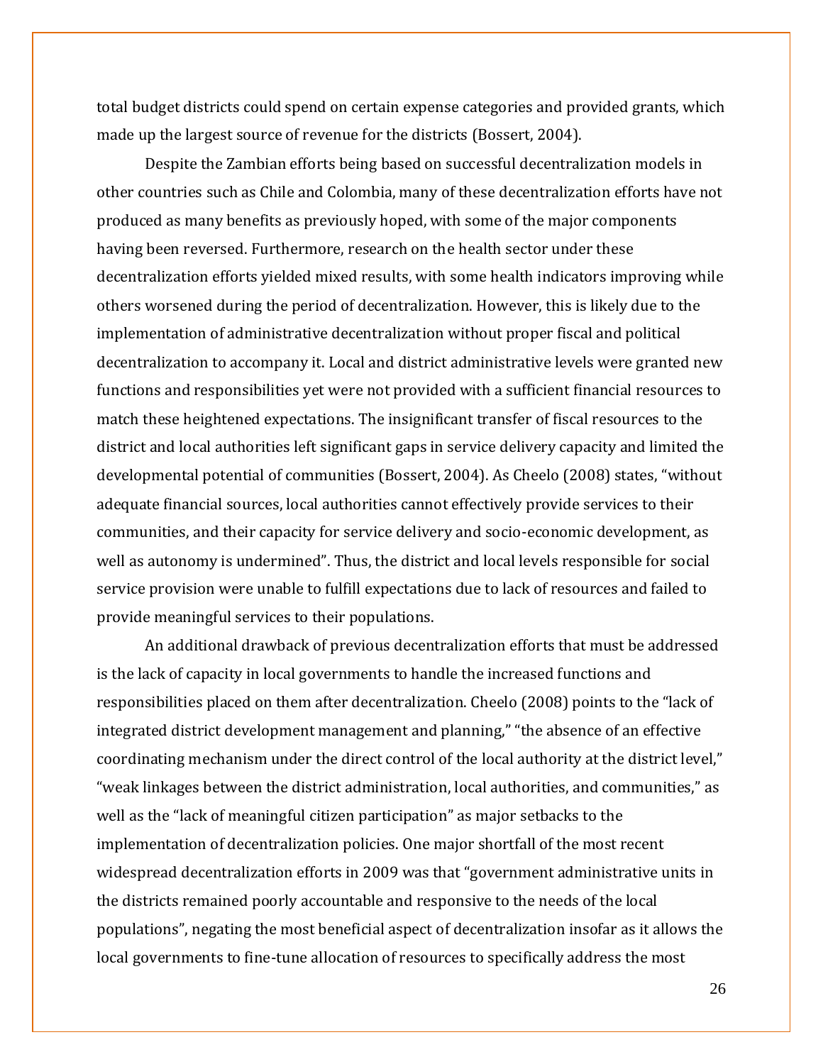total budget districts could spend on certain expense categories and provided grants, which made up the largest source of revenue for the districts (Bossert, 2004).

Despite the Zambian efforts being based on successful decentralization models in other countries such as Chile and Colombia, many of these decentralization efforts have not produced as many benefits as previously hoped, with some of the major components having been reversed. Furthermore, research on the health sector under these decentralization efforts yielded mixed results, with some health indicators improving while others worsened during the period of decentralization. However, this is likely due to the implementation of administrative decentralization without proper fiscal and political decentralization to accompany it. Local and district administrative levels were granted new functions and responsibilities yet were not provided with a sufficient financial resources to match these heightened expectations. The insignificant transfer of fiscal resources to the district and local authorities left significant gaps in service delivery capacity and limited the developmental potential of communities (Bossert, 2004). As Cheelo (2008) states, "without adequate financial sources, local authorities cannot effectively provide services to their communities, and their capacity for service delivery and socio-economic development, as well as autonomy is undermined". Thus, the district and local levels responsible for social service provision were unable to fulfill expectations due to lack of resources and failed to provide meaningful services to their populations.

An additional drawback of previous decentralization efforts that must be addressed is the lack of capacity in local governments to handle the increased functions and responsibilities placed on them after decentralization. Cheelo (2008) points to the "lack of integrated district development management and planning," "the absence of an effective coordinating mechanism under the direct control of the local authority at the district level," "weak linkages between the district administration, local authorities, and communities," as well as the "lack of meaningful citizen participation" as major setbacks to the implementation of decentralization policies. One major shortfall of the most recent widespread decentralization efforts in 2009 was that "government administrative units in the districts remained poorly accountable and responsive to the needs of the local populations", negating the most beneficial aspect of decentralization insofar as it allows the local governments to fine-tune allocation of resources to specifically address the most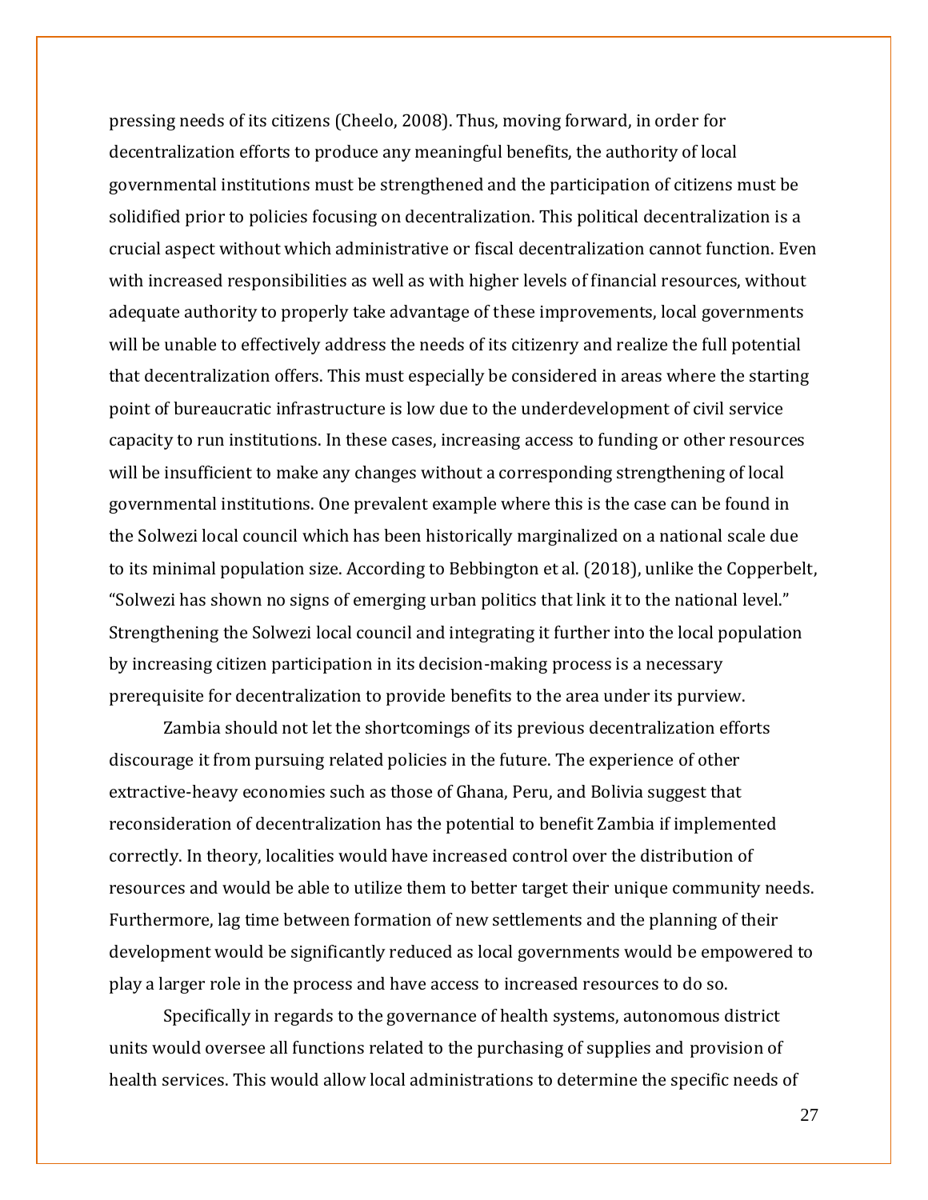pressing needs of its citizens (Cheelo, 2008). Thus, moving forward, in order for decentralization efforts to produce any meaningful benefits, the authority of local governmental institutions must be strengthened and the participation of citizens must be solidified prior to policies focusing on decentralization. This political decentralization is a crucial aspect without which administrative or fiscal decentralization cannot function. Even with increased responsibilities as well as with higher levels of financial resources, without adequate authority to properly take advantage of these improvements, local governments will be unable to effectively address the needs of its citizenry and realize the full potential that decentralization offers. This must especially be considered in areas where the starting point of bureaucratic infrastructure is low due to the underdevelopment of civil service capacity to run institutions. In these cases, increasing access to funding or other resources will be insufficient to make any changes without a corresponding strengthening of local governmental institutions. One prevalent example where this is the case can be found in the Solwezi local council which has been historically marginalized on a national scale due to its minimal population size. According to Bebbington et al. (2018), unlike the Copperbelt, "Solwezi has shown no signs of emerging urban politics that link it to the national level." Strengthening the Solwezi local council and integrating it further into the local population by increasing citizen participation in its decision-making process is a necessary prerequisite for decentralization to provide benefits to the area under its purview.

Zambia should not let the shortcomings of its previous decentralization efforts discourage it from pursuing related policies in the future. The experience of other extractive-heavy economies such as those of Ghana, Peru, and Bolivia suggest that reconsideration of decentralization has the potential to benefit Zambia if implemented correctly. In theory, localities would have increased control over the distribution of resources and would be able to utilize them to better target their unique community needs. Furthermore, lag time between formation of new settlements and the planning of their development would be significantly reduced as local governments would be empowered to play a larger role in the process and have access to increased resources to do so.

Specifically in regards to the governance of health systems, autonomous district units would oversee all functions related to the purchasing of supplies and provision of health services. This would allow local administrations to determine the specific needs of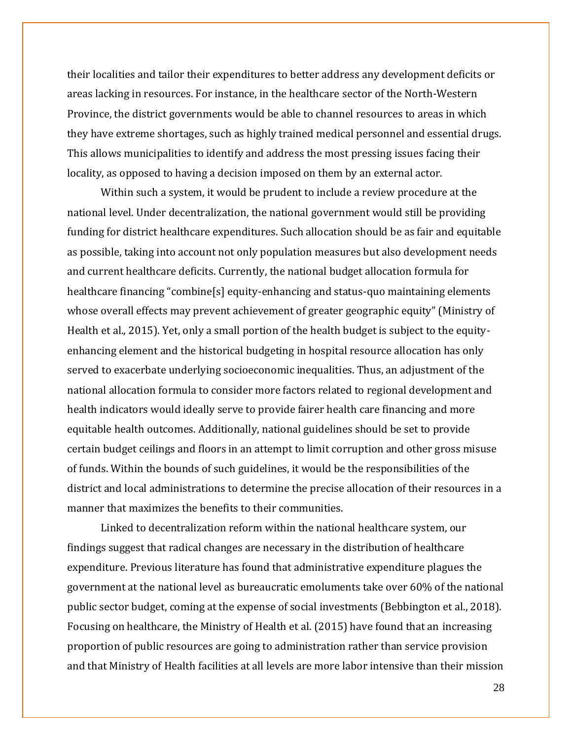their localities and tailor their expenditures to better address any development deficits or areas lacking in resources. For instance, in the healthcare sector of the North-Western Province, the district governments would be able to channel resources to areas in which they have extreme shortages, such as highly trained medical personnel and essential drugs. This allows municipalities to identify and address the most pressing issues facing their locality, as opposed to having a decision imposed on them by an external actor.

Within such a system, it would be prudent to include a review procedure at the national level. Under decentralization, the national government would still be providing funding for district healthcare expenditures. Such allocation should be as fair and equitable as possible, taking into account not only population measures but also development needs and current healthcare deficits. Currently, the national budget allocation formula for healthcare financing "combine[s] equity-enhancing and status-quo maintaining elements whose overall effects may prevent achievement of greater geographic equity" (Ministry of Health et al., 2015). Yet, only a small portion of the health budget is subject to the equity-enhancing element and the historical budgeting in hospital resource allocation has only served to exacerbate underlying socioeconomic inequalities. Thus, an adjustment of the national allocation formula to consider more factors related to regional development and health indicators would ideally serve to provide fairer health care financing and more equitable health outcomes. Additionally, national guidelines should be set to provide certain budget ceilings and floors in an attempt to limit corruption and other gross misuse of funds. Within the bounds of such guidelines, it would be the responsibilities of the district and local administrations to determine the precise allocation of their resources in a manner that maximizes the benefits to their communities.

Linked to decentralization reform within the national healthcare system, our findings suggest that radical changes are necessary in the distribution of healthcare expenditure. Previous literature has found that administrative expenditure plagues the government at the national level as bureaucratic emoluments take over 60% of the national public sector budget, coming at the expense of social investments (Bebbington et al., 2018). Focusing on healthcare, the Ministry of Health et al. (2015) have found that an increasing proportion of public resources are going to administration rather than service provision and that Ministry of Health facilities at all levels are more labor intensive than their mission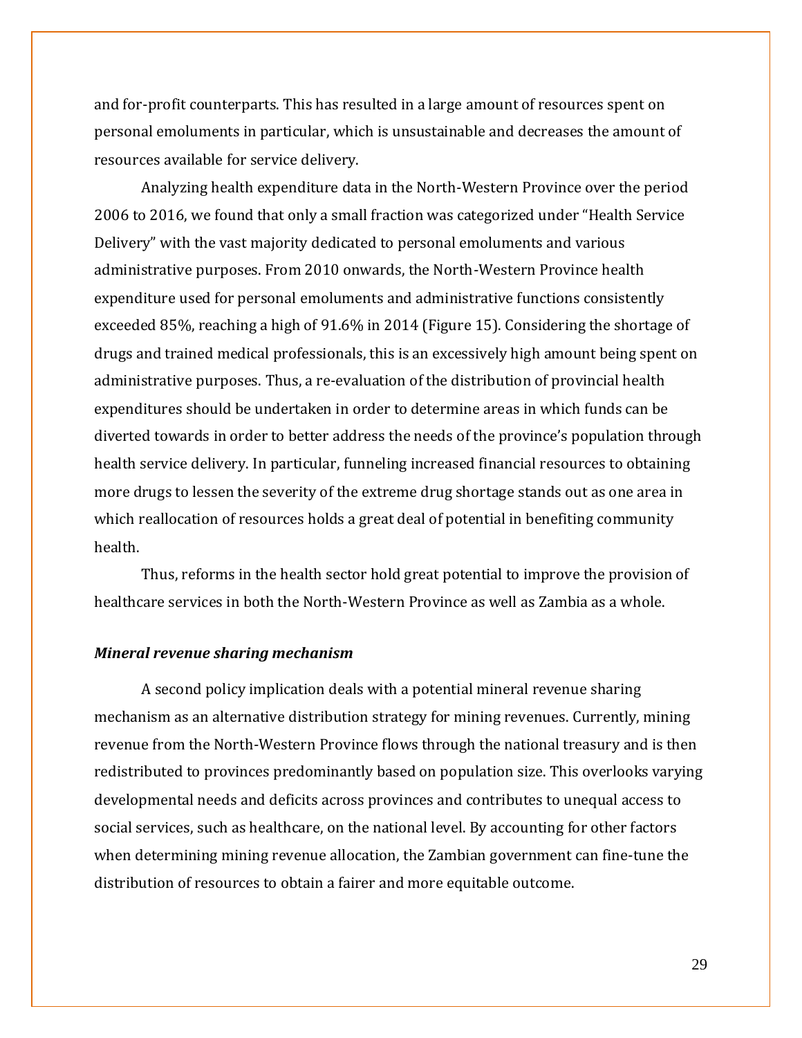and for-profit counterparts. This has resulted in a large amount of resources spent on personal emoluments in particular, which is unsustainable and decreases the amount of resources available for service delivery.

Analyzing health expenditure data in the North-Western Province over the period 2006 to 2016, we found that only a small fraction was categorized under "Health Service Delivery" with the vast majority dedicated to personal emoluments and various administrative purposes. From 2010 onwards, the North-Western Province health expenditure used for personal emoluments and administrative functions consistently exceeded 85%, reaching a high of 91.6% in 2014 (Figure 15). Considering the shortage of drugs and trained medical professionals, this is an excessively high amount being spent on administrative purposes. Thus, a re-evaluation of the distribution of provincial health expenditures should be undertaken in order to determine areas in which funds can be diverted towards in order to better address the needs of the province's population through health service delivery. In particular, funneling increased financial resources to obtaining more drugs to lessen the severity of the extreme drug shortage stands out as one area in which reallocation of resources holds a great deal of potential in benefiting community health.

Thus, reforms in the health sector hold great potential to improve the provision of healthcare services in both the North-Western Province as well as Zambia as a whole.

### *Mineral revenue sharing mechanism*

A second policy implication deals with a potential mineral revenue sharing mechanism as an alternative distribution strategy for mining revenues. Currently, mining revenue from the North-Western Province flows through the national treasury and is then redistributed to provinces predominantly based on population size. This overlooks varying developmental needs and deficits across provinces and contributes to unequal access to social services, such as healthcare, on the national level. By accounting for other factors when determining mining revenue allocation, the Zambian government can fine-tune the distribution of resources to obtain a fairer and more equitable outcome.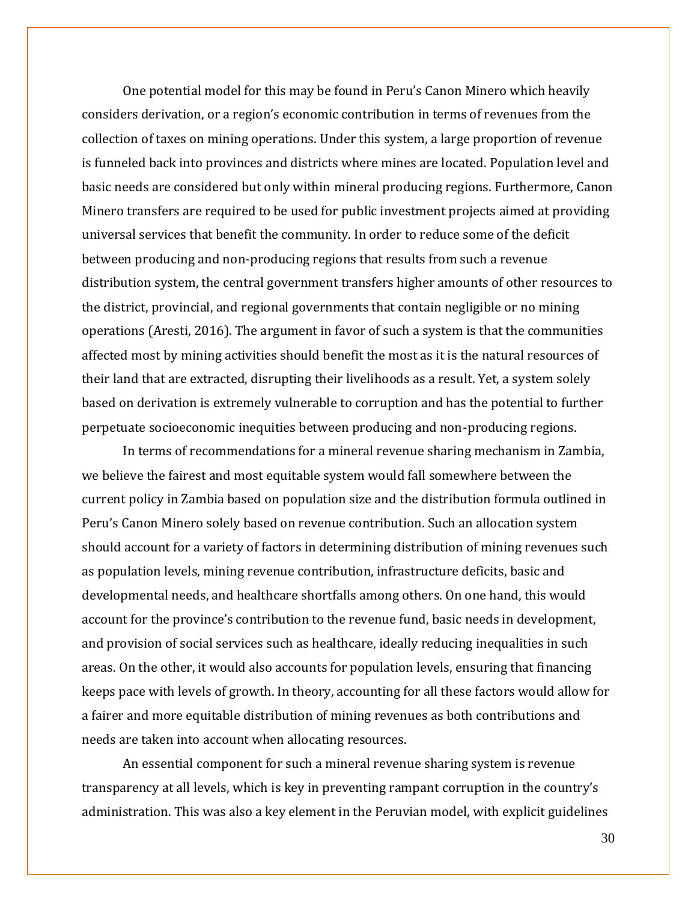One potential model for this may be found in Peru's Canon Minero which heavily considers derivation, or a region's economic contribution in terms of revenues from the collection of taxes on mining operations. Under this system, a large proportion of revenue is funneled back into provinces and districts where mines are located. Population level and basic needs are considered but only within mineral producing regions. Furthermore, Canon Minero transfers are required to be used for public investment projects aimed at providing universal services that benefit the community. In order to reduce some of the deficit between producing and non-producing regions that results from such a revenue distribution system, the central government transfers higher amounts of other resources to the district, provincial, and regional governments that contain negligible or no mining operations (Aresti, 2016). The argument in favor of such a system is that the communities affected most by mining activities should benefit the most as it is the natural resources of their land that are extracted, disrupting their livelihoods as a result. Yet, a system solely based on derivation is extremely vulnerable to corruption and has the potential to further perpetuate socioeconomic inequities between producing and non-producing regions.

In terms of recommendations for a mineral revenue sharing mechanism in Zambia, we believe the fairest and most equitable system would fall somewhere between the current policy in Zambia based on population size and the distribution formula outlined in Peru's Canon Minero solely based on revenue contribution. Such an allocation system should account for a variety of factors in determining distribution of mining revenues such as population levels, mining revenue contribution, infrastructure deficits, basic and developmental needs, and healthcare shortfalls among others. On one hand, this would account for the province's contribution to the revenue fund, basic needs in development, and provision of social services such as healthcare, ideally reducing inequalities in such areas. On the other, it would also accounts for population levels, ensuring that financing keeps pace with levels of growth. In theory, accounting for all these factors would allow for a fairer and more equitable distribution of mining revenues as both contributions and needs are taken into account when allocating resources.

An essential component for such a mineral revenue sharing system is revenue transparency at all levels, which is key in preventing rampant corruption in the country's administration. This was also a key element in the Peruvian model, with explicit guidelines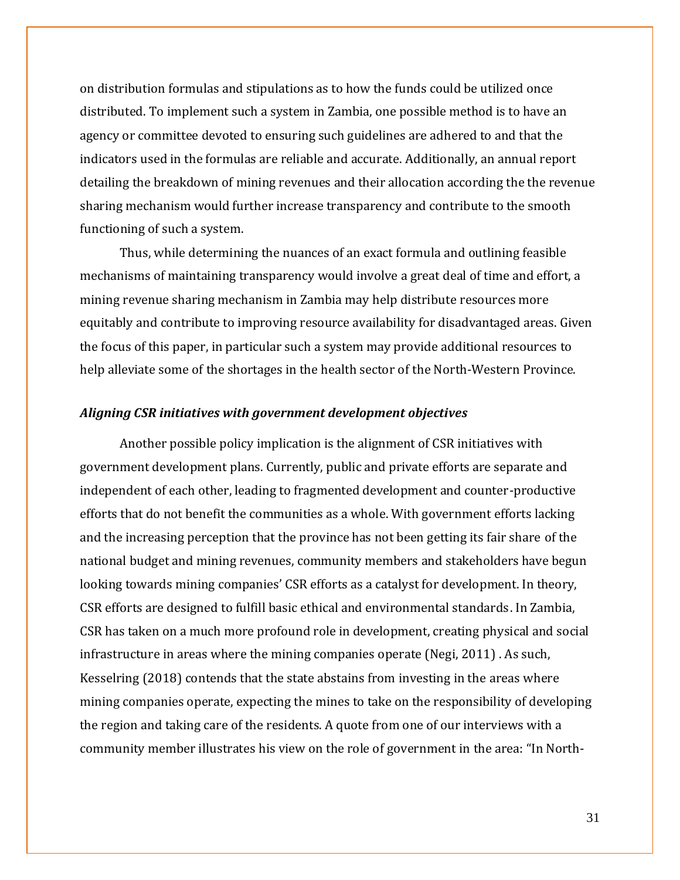on distribution formulas and stipulations as to how the funds could be utilized once distributed. To implement such a system in Zambia, one possible method is to have an agency or committee devoted to ensuring such guidelines are adhered to and that the indicators used in the formulas are reliable and accurate. Additionally, an annual report detailing the breakdown of mining revenues and their allocation according the the revenue sharing mechanism would further increase transparency and contribute to the smooth functioning of such a system.

Thus, while determining the nuances of an exact formula and outlining feasible mechanisms of maintaining transparency would involve a great deal of time and effort, a mining revenue sharing mechanism in Zambia may help distribute resources more equitably and contribute to improving resource availability for disadvantaged areas. Given the focus of this paper, in particular such a system may provide additional resources to help alleviate some of the shortages in the health sector of the North-Western Province.

***Aligning CSR initiatives with government development objectives***

Another possible policy implication is the alignment of CSR initiatives with government development plans. Currently, public and private efforts are separate and independent of each other, leading to fragmented development and counter-productive efforts that do not benefit the communities as a whole. With government efforts lacking and the increasing perception that the province has not been getting its fair share of the national budget and mining revenues, community members and stakeholders have begun looking towards mining companies' CSR efforts as a catalyst for development. In theory, CSR efforts are designed to fulfill basic ethical and environmental standards. In Zambia, CSR has taken on a much more profound role in development, creating physical and social infrastructure in areas where the mining companies operate (Negi, 2011) . As such, Kesselring (2018) contends that the state abstains from investing in the areas where mining companies operate, expecting the mines to take on the responsibility of developing the region and taking care of the residents. A quote from one of our interviews with a community member illustrates his view on the role of government in the area: "In North-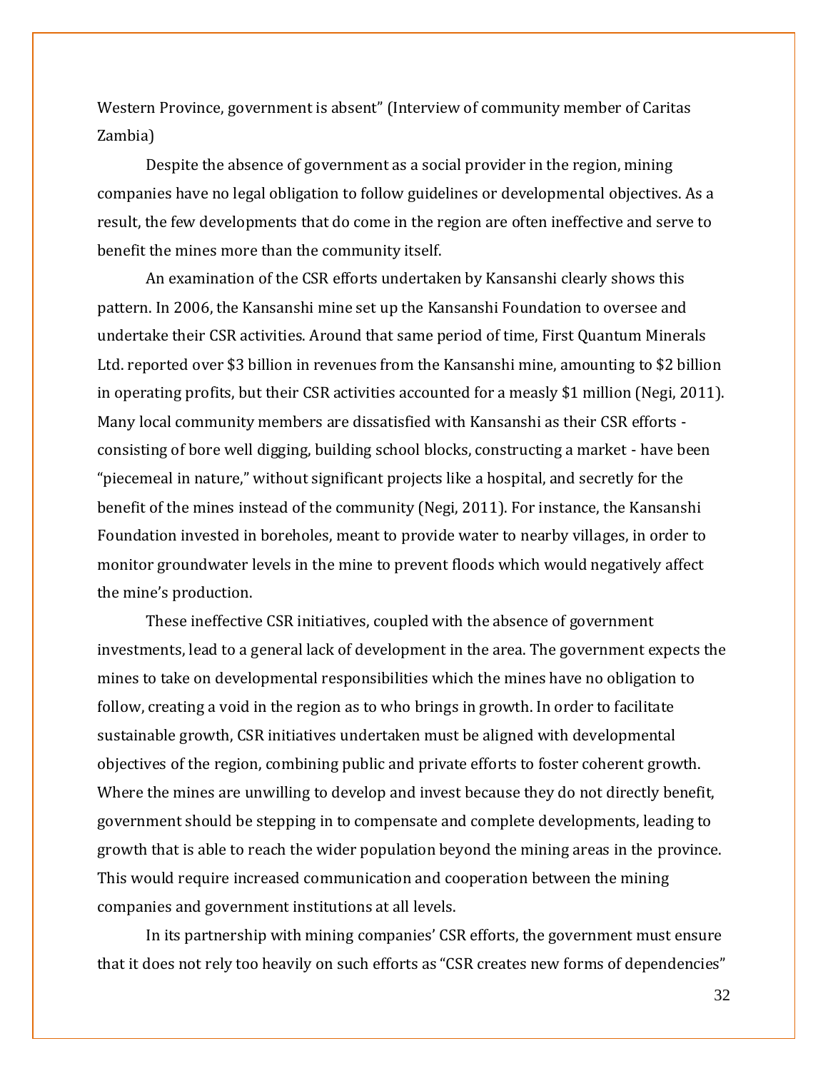Western Province, government is absent" (Interview of community member of Caritas Zambia)

Despite the absence of government as a social provider in the region, mining companies have no legal obligation to follow guidelines or developmental objectives. As a result, the few developments that do come in the region are often ineffective and serve to benefit the mines more than the community itself.

An examination of the CSR efforts undertaken by Kansanshi clearly shows this pattern. In 2006, the Kansanshi mine set up the Kansanshi Foundation to oversee and undertake their CSR activities. Around that same period of time, First Quantum Minerals Ltd. reported over $3 billion in revenues from the Kansanshi mine, amounting to $2 billion in operating profits, but their CSR activities accounted for a measly $1 million (Negi, 2011). Many local community members are dissatisfied with Kansanshi as their CSR efforts - consisting of bore well digging, building school blocks, constructing a market - have been "piecemeal in nature," without significant projects like a hospital, and secretly for the benefit of the mines instead of the community (Negi, 2011). For instance, the Kansanshi Foundation invested in boreholes, meant to provide water to nearby villages, in order to monitor groundwater levels in the mine to prevent floods which would negatively affect the mine's production.

These ineffective CSR initiatives, coupled with the absence of government investments, lead to a general lack of development in the area. The government expects the mines to take on developmental responsibilities which the mines have no obligation to follow, creating a void in the region as to who brings in growth. In order to facilitate sustainable growth, CSR initiatives undertaken must be aligned with developmental objectives of the region, combining public and private efforts to foster coherent growth. Where the mines are unwilling to develop and invest because they do not directly benefit, government should be stepping in to compensate and complete developments, leading to growth that is able to reach the wider population beyond the mining areas in the province. This would require increased communication and cooperation between the mining companies and government institutions at all levels.

In its partnership with mining companies' CSR efforts, the government must ensure that it does not rely too heavily on such efforts as "CSR creates new forms of dependencies"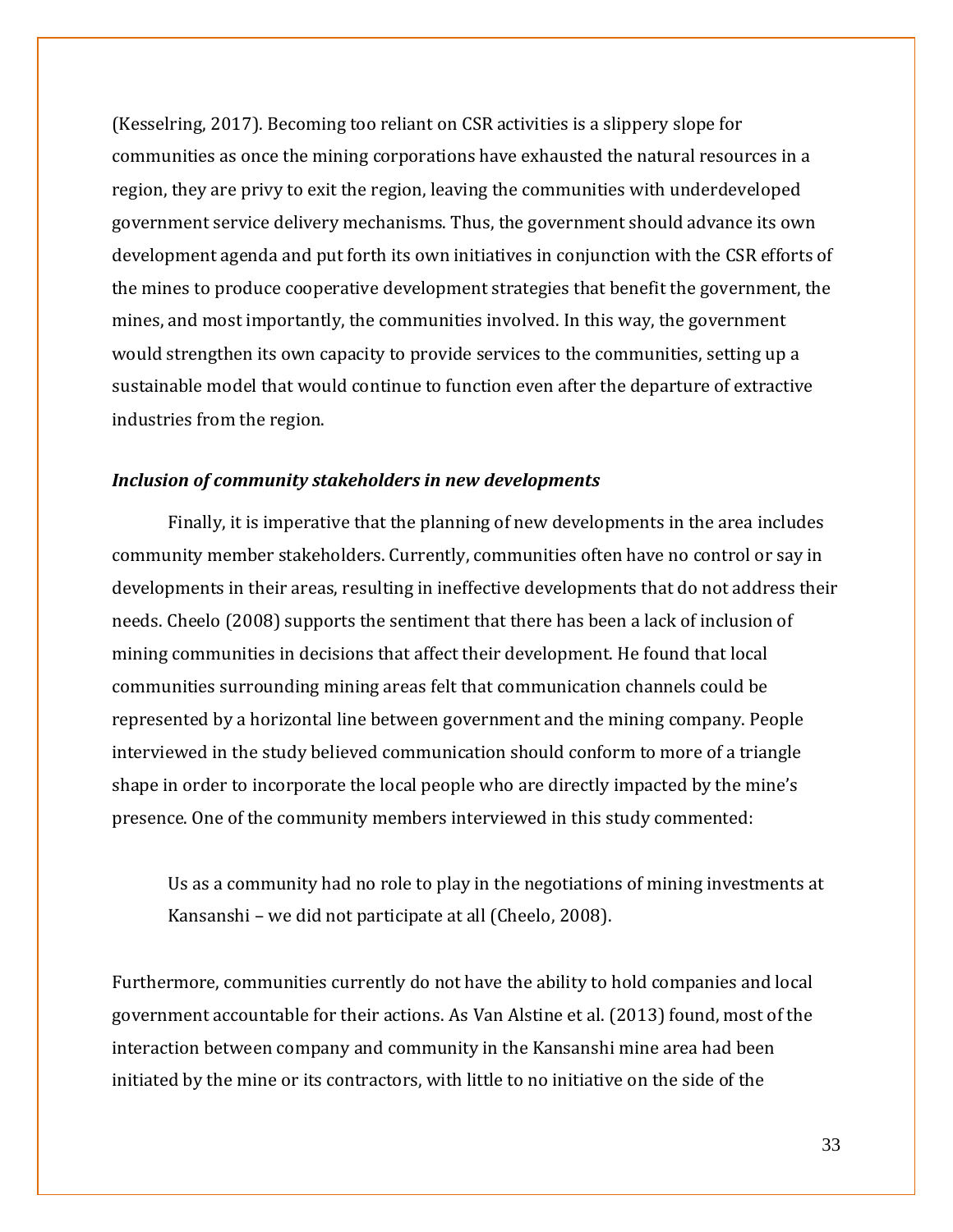(Kesselring, 2017). Becoming too reliant on CSR activities is a slippery slope for communities as once the mining corporations have exhausted the natural resources in a region, they are privy to exit the region, leaving the communities with underdeveloped government service delivery mechanisms. Thus, the government should advance its own development agenda and put forth its own initiatives in conjunction with the CSR efforts of the mines to produce cooperative development strategies that benefit the government, the mines, and most importantly, the communities involved. In this way, the government would strengthen its own capacity to provide services to the communities, setting up a sustainable model that would continue to function even after the departure of extractive industries from the region.

***Inclusion of community stakeholders in new developments***

Finally, it is imperative that the planning of new developments in the area includes community member stakeholders. Currently, communities often have no control or say in developments in their areas, resulting in ineffective developments that do not address their needs. Cheelo (2008) supports the sentiment that there has been a lack of inclusion of mining communities in decisions that affect their development. He found that local communities surrounding mining areas felt that communication channels could be represented by a horizontal line between government and the mining company. People interviewed in the study believed communication should conform to more of a triangle shape in order to incorporate the local people who are directly impacted by the mine's presence. One of the community members interviewed in this study commented:

> Us as a community had no role to play in the negotiations of mining investments at Kansanshi – we did not participate at all (Cheelo, 2008).

Furthermore, communities currently do not have the ability to hold companies and local government accountable for their actions. As Van Alstine et al. (2013) found, most of the interaction between company and community in the Kansanshi mine area had been initiated by the mine or its contractors, with little to no initiative on the side of the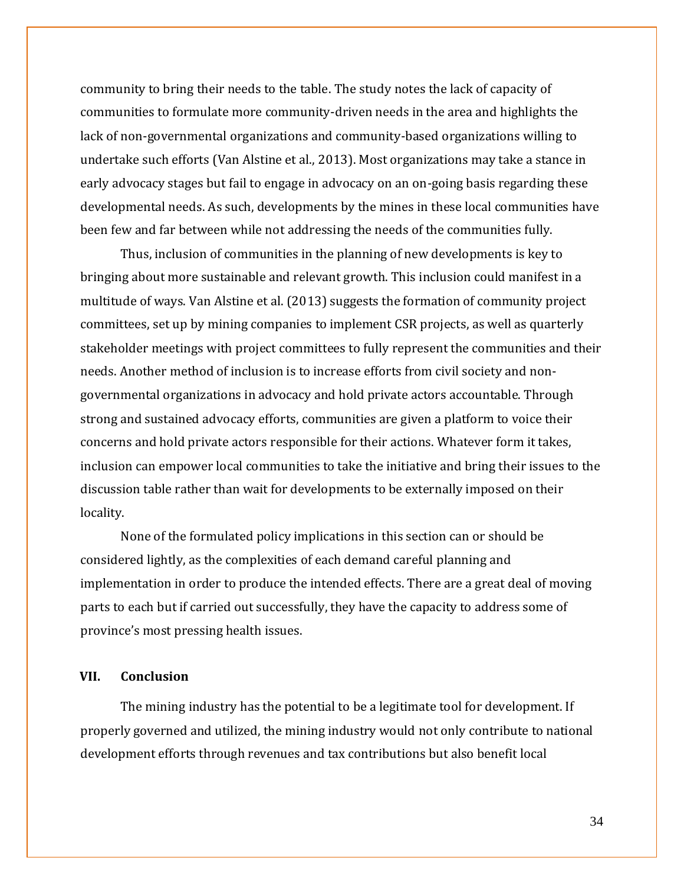community to bring their needs to the table. The study notes the lack of capacity of communities to formulate more community-driven needs in the area and highlights the lack of non-governmental organizations and community-based organizations willing to undertake such efforts (Van Alstine et al., 2013). Most organizations may take a stance in early advocacy stages but fail to engage in advocacy on an on-going basis regarding these developmental needs. As such, developments by the mines in these local communities have been few and far between while not addressing the needs of the communities fully.

Thus, inclusion of communities in the planning of new developments is key to bringing about more sustainable and relevant growth. This inclusion could manifest in a multitude of ways. Van Alstine et al. (2013) suggests the formation of community project committees, set up by mining companies to implement CSR projects, as well as quarterly stakeholder meetings with project committees to fully represent the communities and their needs. Another method of inclusion is to increase efforts from civil society and non-governmental organizations in advocacy and hold private actors accountable. Through strong and sustained advocacy efforts, communities are given a platform to voice their concerns and hold private actors responsible for their actions. Whatever form it takes, inclusion can empower local communities to take the initiative and bring their issues to the discussion table rather than wait for developments to be externally imposed on their locality.

None of the formulated policy implications in this section can or should be considered lightly, as the complexities of each demand careful planning and implementation in order to produce the intended effects. There are a great deal of moving parts to each but if carried out successfully, they have the capacity to address some of province's most pressing health issues.

## VII. Conclusion

The mining industry has the potential to be a legitimate tool for development. If properly governed and utilized, the mining industry would not only contribute to national development efforts through revenues and tax contributions but also benefit local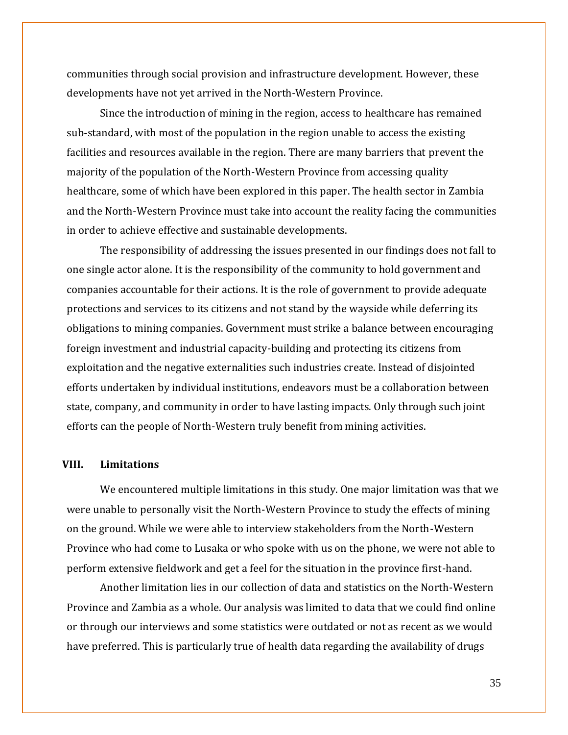communities through social provision and infrastructure development. However, these developments have not yet arrived in the North-Western Province.

Since the introduction of mining in the region, access to healthcare has remained sub-standard, with most of the population in the region unable to access the existing facilities and resources available in the region. There are many barriers that prevent the majority of the population of the North-Western Province from accessing quality healthcare, some of which have been explored in this paper. The health sector in Zambia and the North-Western Province must take into account the reality facing the communities in order to achieve effective and sustainable developments.

The responsibility of addressing the issues presented in our findings does not fall to one single actor alone. It is the responsibility of the community to hold government and companies accountable for their actions. It is the role of government to provide adequate protections and services to its citizens and not stand by the wayside while deferring its obligations to mining companies. Government must strike a balance between encouraging foreign investment and industrial capacity-building and protecting its citizens from exploitation and the negative externalities such industries create. Instead of disjointed efforts undertaken by individual institutions, endeavors must be a collaboration between state, company, and community in order to have lasting impacts. Only through such joint efforts can the people of North-Western truly benefit from mining activities.

## VIII. Limitations

We encountered multiple limitations in this study. One major limitation was that we were unable to personally visit the North-Western Province to study the effects of mining on the ground. While we were able to interview stakeholders from the North-Western Province who had come to Lusaka or who spoke with us on the phone, we were not able to perform extensive fieldwork and get a feel for the situation in the province first-hand.

Another limitation lies in our collection of data and statistics on the North-Western Province and Zambia as a whole. Our analysis was limited to data that we could find online or through our interviews and some statistics were outdated or not as recent as we would have preferred. This is particularly true of health data regarding the availability of drugs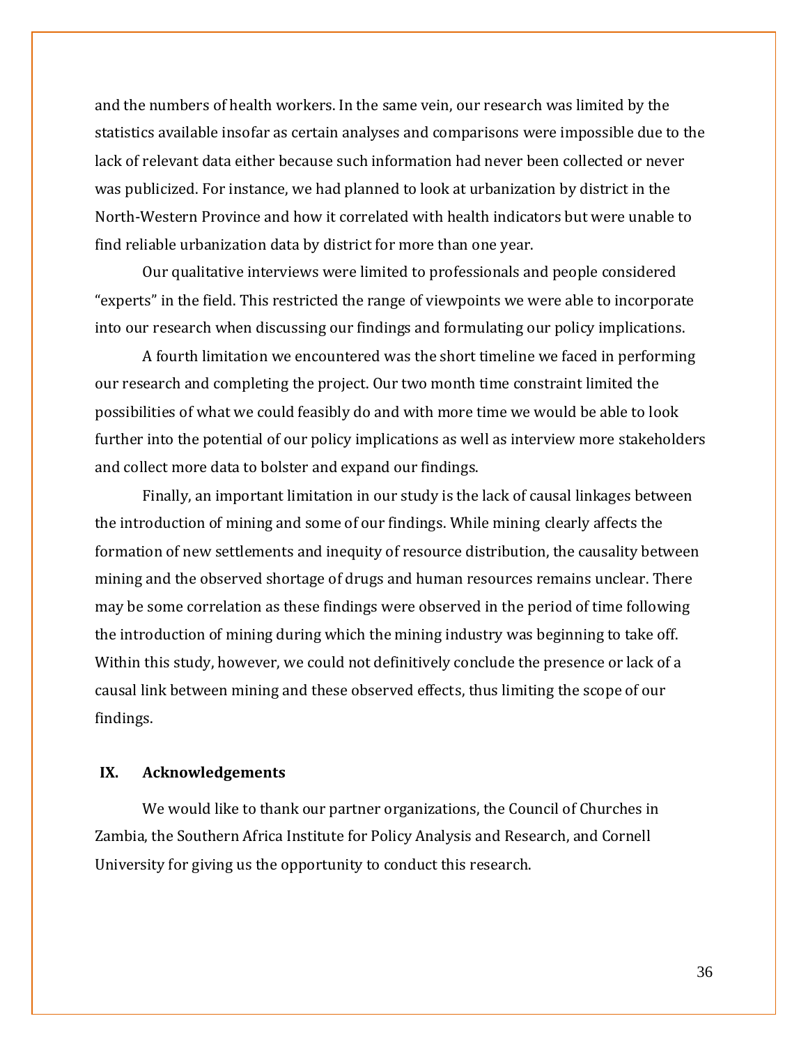and the numbers of health workers. In the same vein, our research was limited by the statistics available insofar as certain analyses and comparisons were impossible due to the lack of relevant data either because such information had never been collected or never was publicized. For instance, we had planned to look at urbanization by district in the North-Western Province and how it correlated with health indicators but were unable to find reliable urbanization data by district for more than one year.

Our qualitative interviews were limited to professionals and people considered "experts" in the field. This restricted the range of viewpoints we were able to incorporate into our research when discussing our findings and formulating our policy implications.

A fourth limitation we encountered was the short timeline we faced in performing our research and completing the project. Our two month time constraint limited the possibilities of what we could feasibly do and with more time we would be able to look further into the potential of our policy implications as well as interview more stakeholders and collect more data to bolster and expand our findings.

Finally, an important limitation in our study is the lack of causal linkages between the introduction of mining and some of our findings. While mining clearly affects the formation of new settlements and inequity of resource distribution, the causality between mining and the observed shortage of drugs and human resources remains unclear. There may be some correlation as these findings were observed in the period of time following the introduction of mining during which the mining industry was beginning to take off. Within this study, however, we could not definitively conclude the presence or lack of a causal link between mining and these observed effects, thus limiting the scope of our findings.

## IX. Acknowledgements

We would like to thank our partner organizations, the Council of Churches in Zambia, the Southern Africa Institute for Policy Analysis and Research, and Cornell University for giving us the opportunity to conduct this research.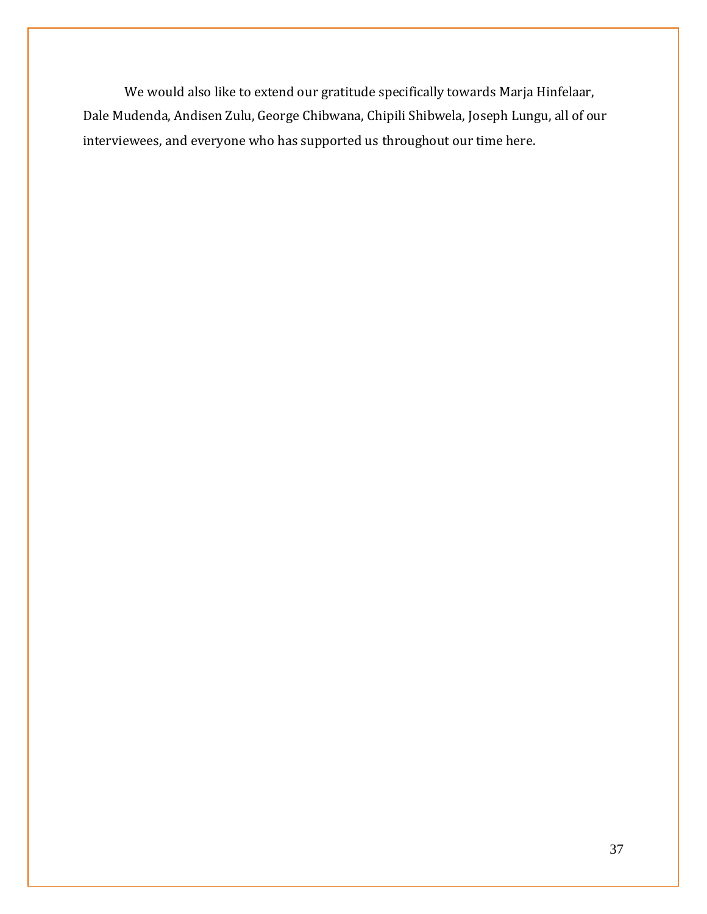We would also like to extend our gratitude specifically towards Marja Hinfelaar, Dale Mudenda, Andisen Zulu, George Chibwana, Chipili Shibwela, Joseph Lungu, all of our interviewees, and everyone who has supported us throughout our time here.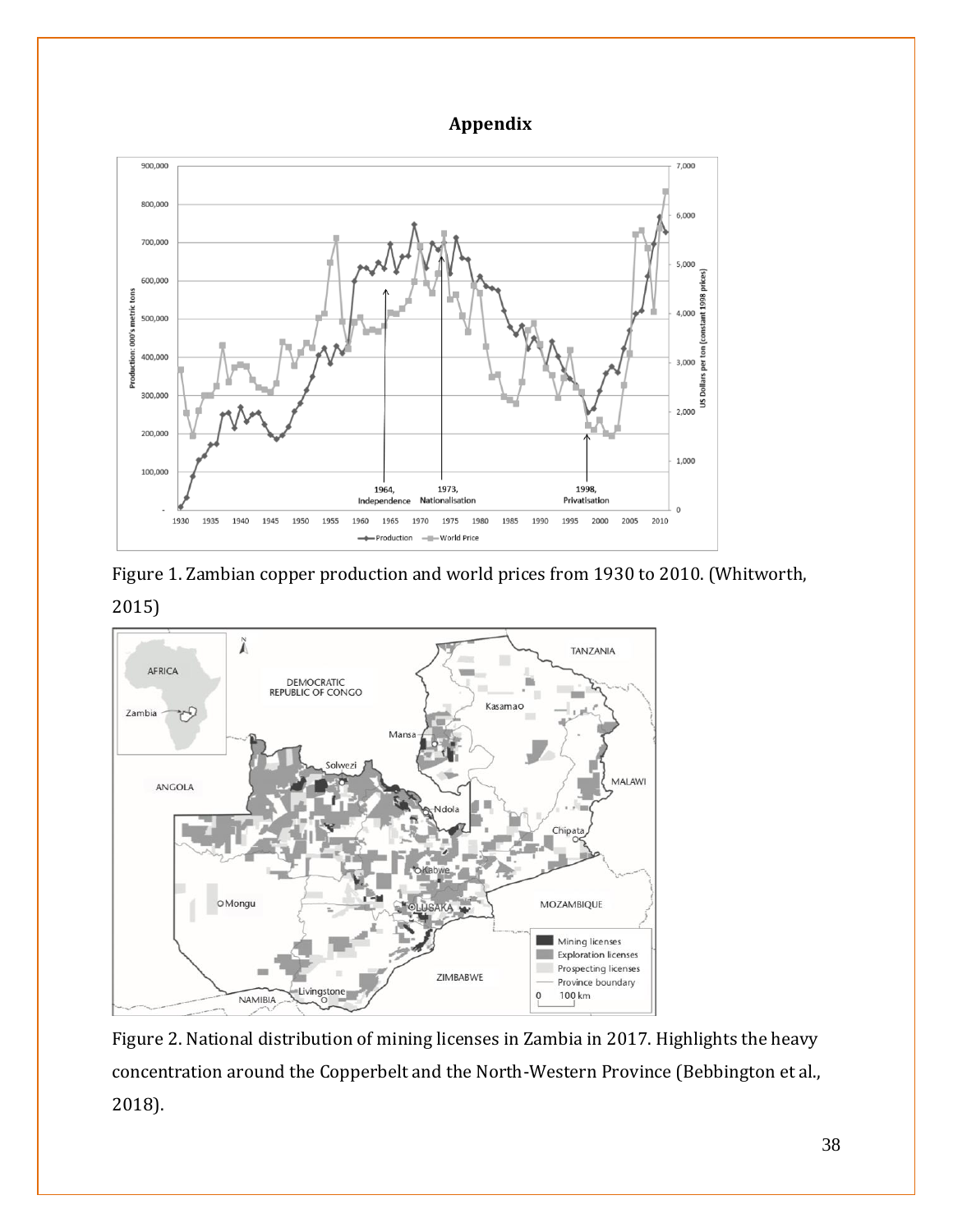## Appendix

Figure 1. Zambian copper production and world prices from 1930 to 2010. (Whitworth, 2015)

Figure 2. National distribution of mining licenses in Zambia in 2017. Highlights the heavy concentration around the Copperbelt and the North-Western Province (Bebbington et al., 2018).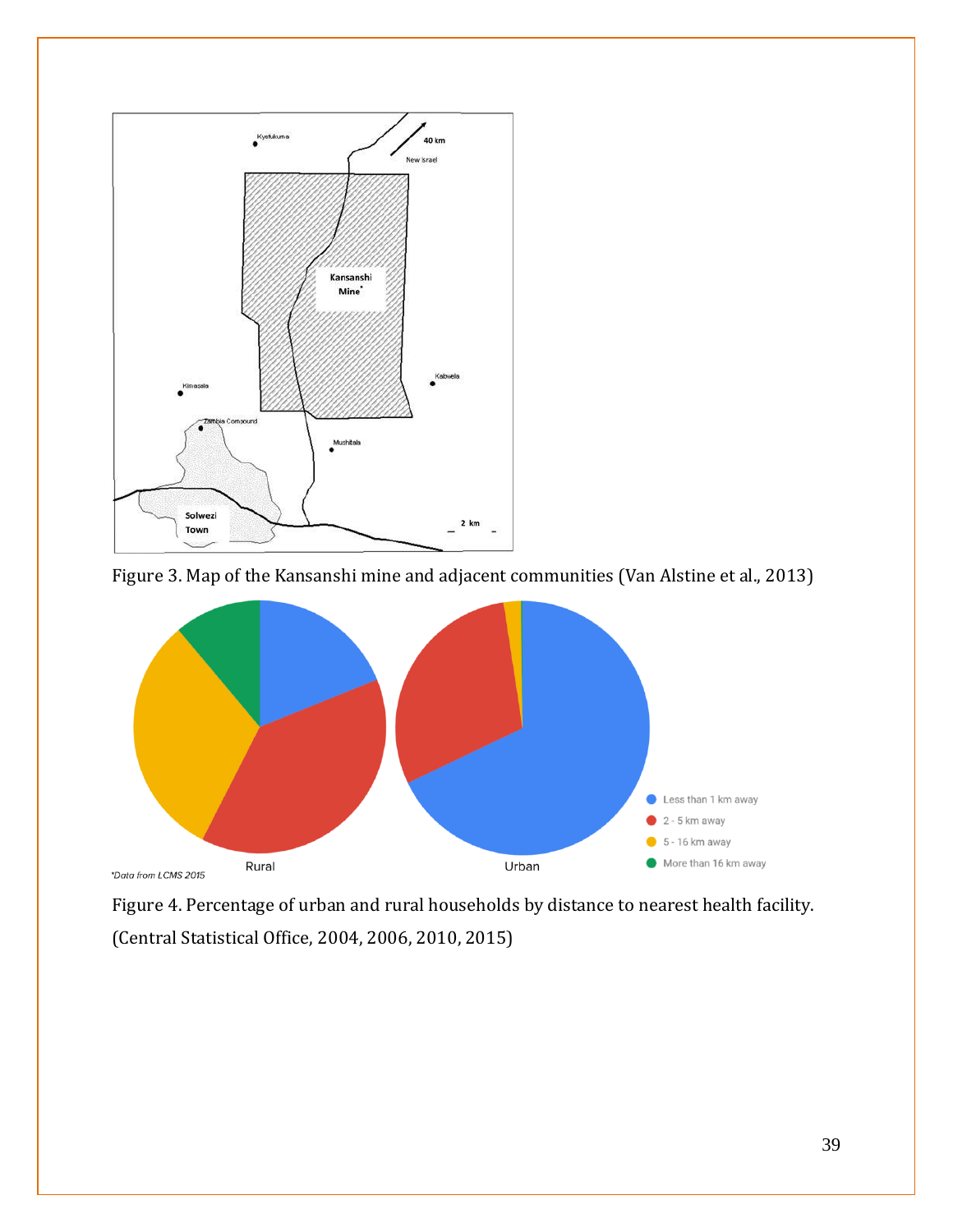Figure 3. Map of the Kansanshi mine and adjacent communities (Van Alstine et al., 2013)

Figure 4. Percentage of urban and rural households by distance to nearest health facility. (Central Statistical Office, 2004, 2006, 2010, 2015)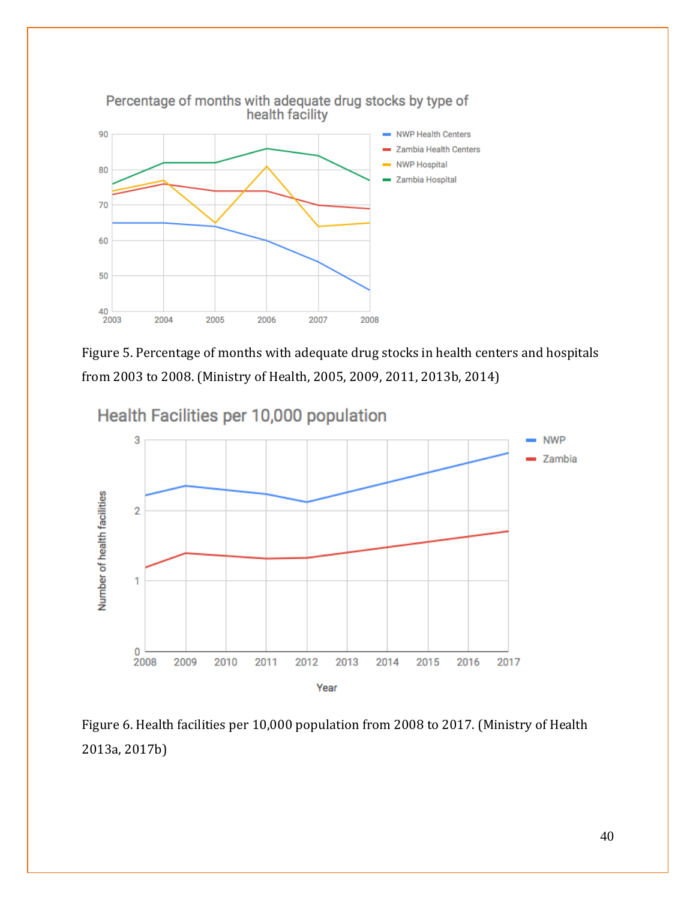Figure 5. Percentage of months with adequate drug stocks in health centers and hospitals from 2003 to 2008. (Ministry of Health, 2005, 2009, 2011, 2013b, 2014)

Figure 6. Health facilities per 10,000 population from 2008 to 2017. (Ministry of Health 2013a, 2017b)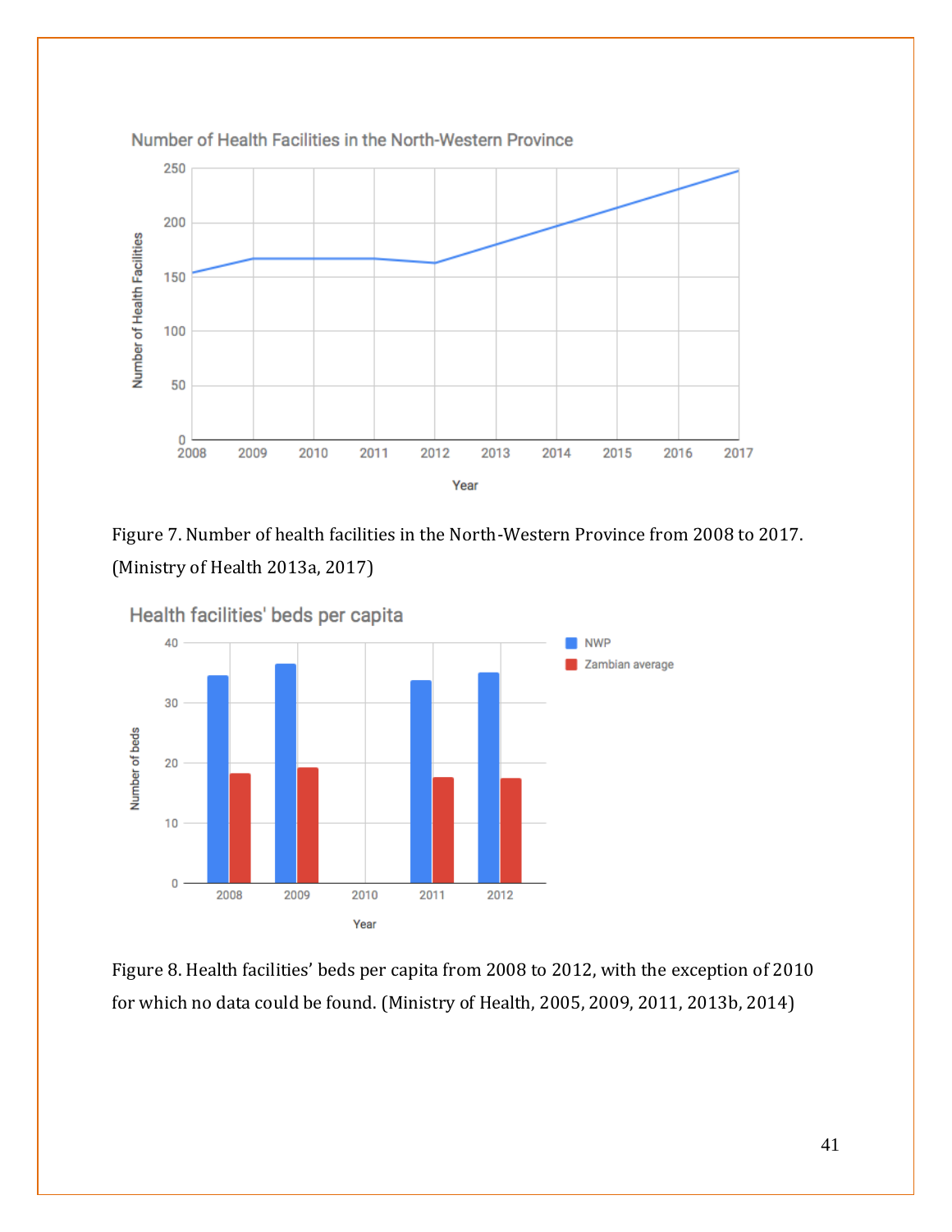Figure 7. Number of health facilities in the North-Western Province from 2008 to 2017. (Ministry of Health 2013a, 2017)

Figure 8. Health facilities' beds per capita from 2008 to 2012, with the exception of 2010 for which no data could be found. (Ministry of Health, 2005, 2009, 2011, 2013b, 2014)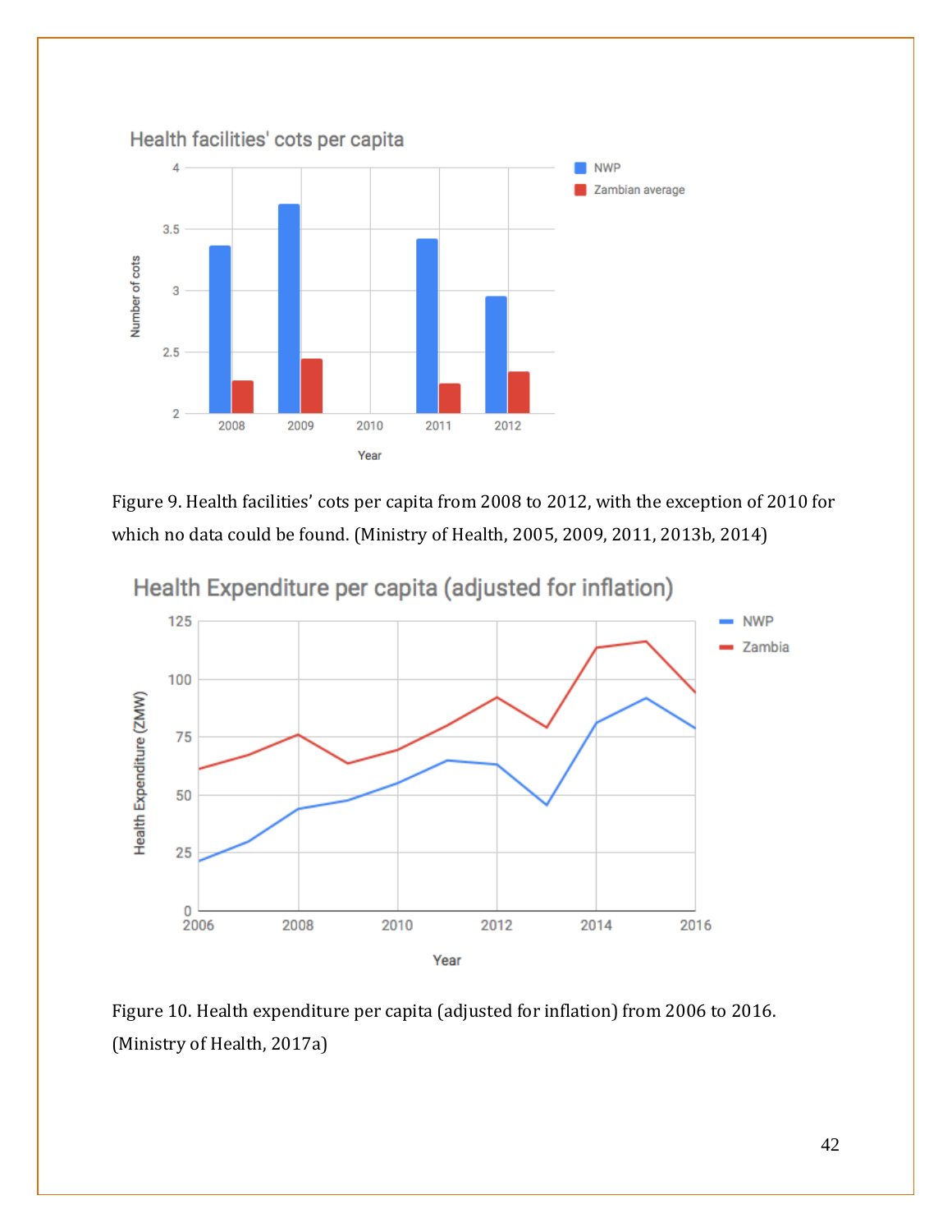Figure 9. Health facilities' cots per capita from 2008 to 2012, with the exception of 2010 for which no data could be found. (Ministry of Health, 2005, 2009, 2011, 2013b, 2014)

Figure 10. Health expenditure per capita (adjusted for inflation) from 2006 to 2016. (Ministry of Health, 2017a)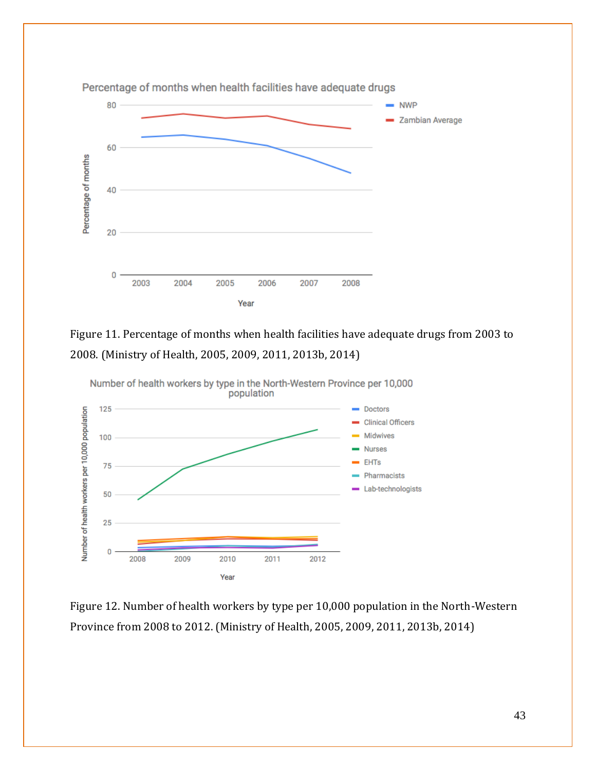Figure 11. Percentage of months when health facilities have adequate drugs from 2003 to 2008. (Ministry of Health, 2005, 2009, 2011, 2013b, 2014)

Figure 12. Number of health workers by type per 10,000 population in the North-Western Province from 2008 to 2012. (Ministry of Health, 2005, 2009, 2011, 2013b, 2014)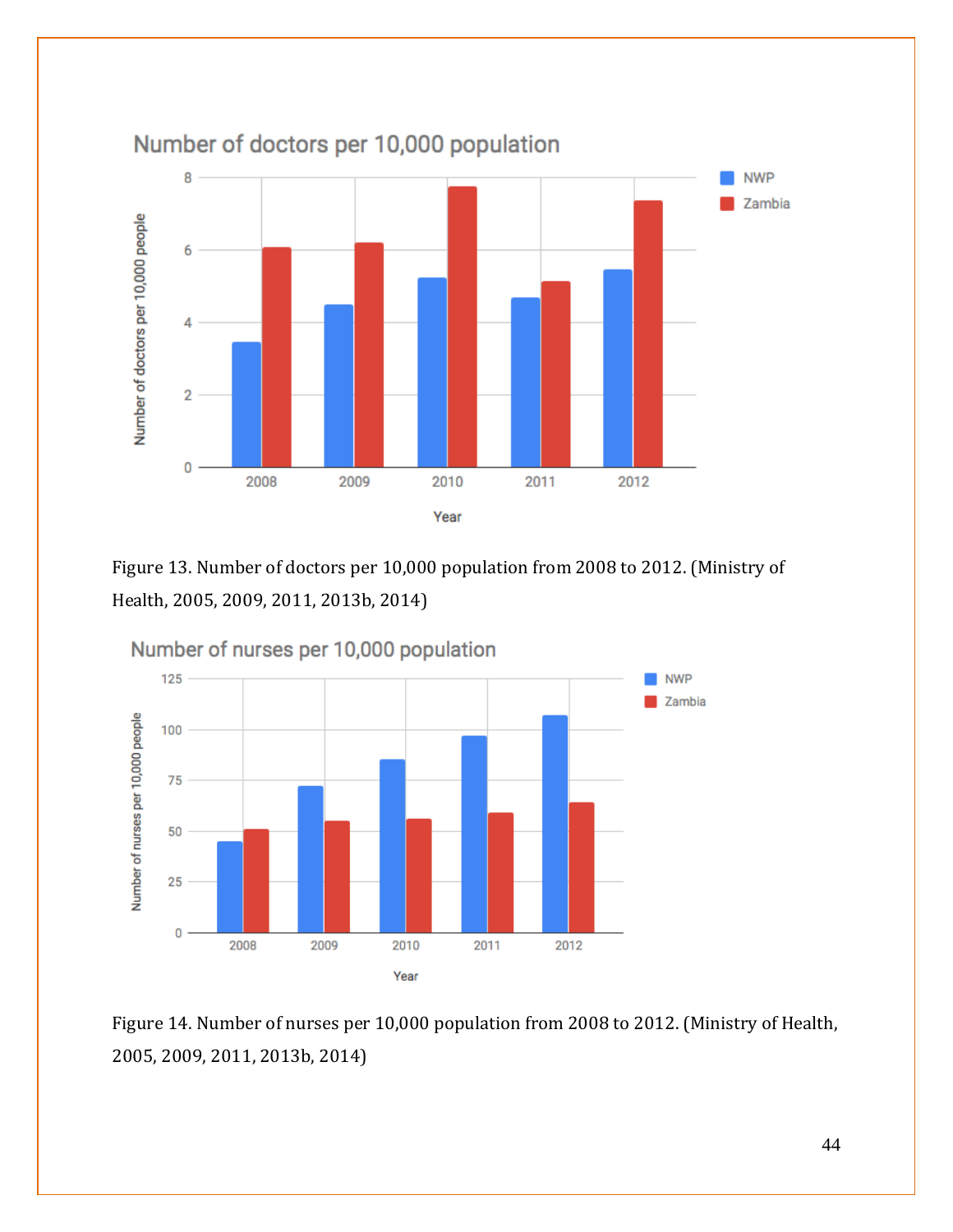Figure 13. Number of doctors per 10,000 population from 2008 to 2012. (Ministry of Health, 2005, 2009, 2011, 2013b, 2014)

Figure 14. Number of nurses per 10,000 population from 2008 to 2012. (Ministry of Health, 2005, 2009, 2011, 2013b, 2014)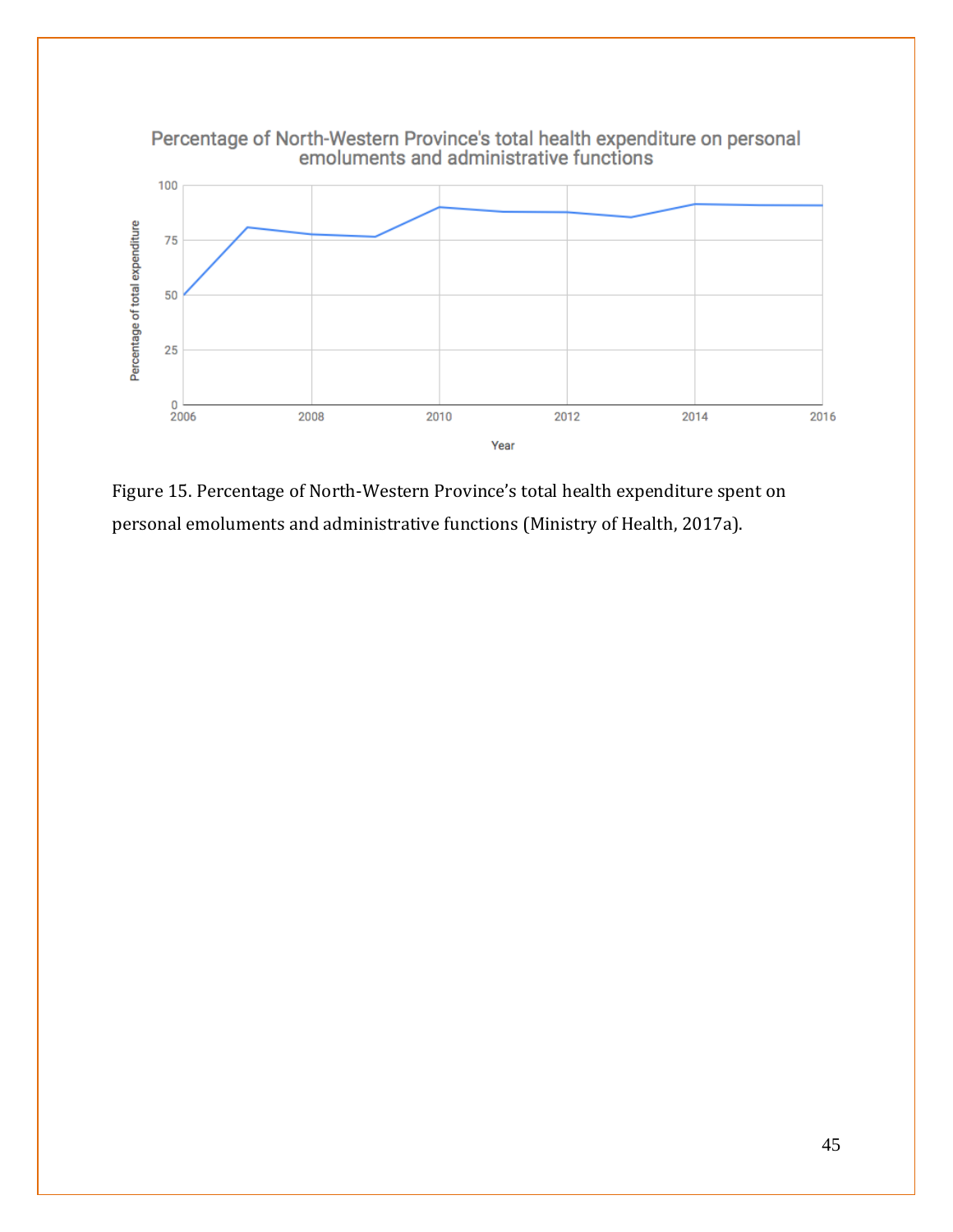Figure 15. Percentage of North-Western Province's total health expenditure spent on personal emoluments and administrative functions (Ministry of Health, 2017a).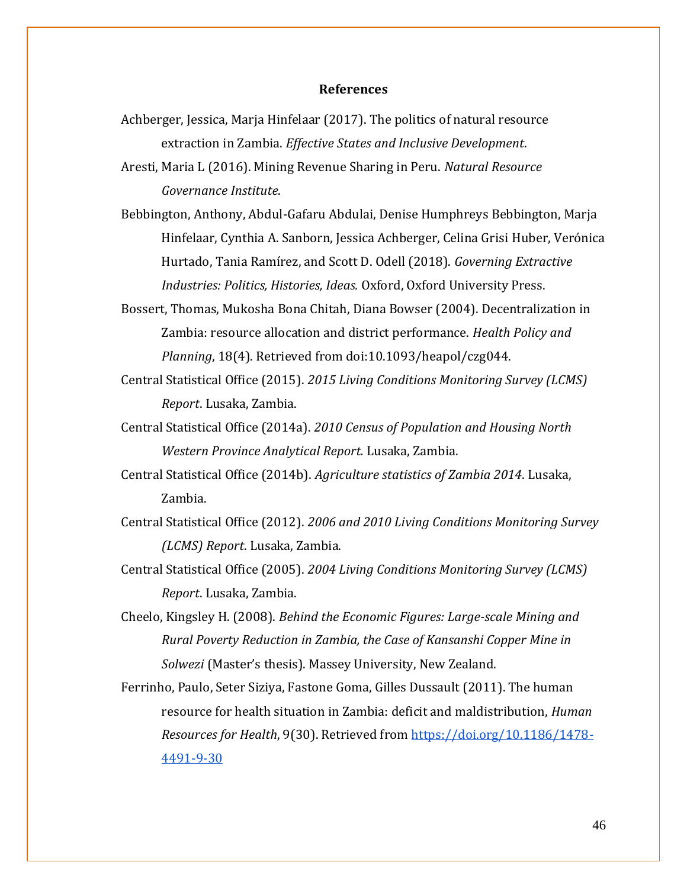# References

Achberger, Jessica, Marja Hinfelaar (2017). The politics of natural resource extraction in Zambia. *Effective States and Inclusive Development*.

Aresti, Maria L (2016). Mining Revenue Sharing in Peru. *Natural Resource Governance Institute*.

Bebbington, Anthony, Abdul-Gafaru Abdulai, Denise Humphreys Bebbington, Marja Hinfelaar, Cynthia A. Sanborn, Jessica Achberger, Celina Grisi Huber, Verónica Hurtado, Tania Ramírez, and Scott D. Odell (2018). *Governing Extractive Industries: Politics, Histories, Ideas.* Oxford, Oxford University Press.

Bossert, Thomas, Mukosha Bona Chitah, Diana Bowser (2004). Decentralization in Zambia: resource allocation and district performance. *Health Policy and Planning*, 18(4). Retrieved from doi:10.1093/heapol/czg044.

Central Statistical Office (2015). *2015 Living Conditions Monitoring Survey (LCMS) Report*. Lusaka, Zambia.

Central Statistical Office (2014a). *2010 Census of Population and Housing North Western Province Analytical Report.* Lusaka, Zambia.

Central Statistical Office (2014b). *Agriculture statistics of Zambia 2014*. Lusaka, Zambia.

Central Statistical Office (2012). *2006 and 2010 Living Conditions Monitoring Survey (LCMS) Report*. Lusaka, Zambia.

Central Statistical Office (2005). *2004 Living Conditions Monitoring Survey (LCMS) Report*. Lusaka, Zambia.

Cheelo, Kingsley H. (2008). *Behind the Economic Figures: Large-scale Mining and Rural Poverty Reduction in Zambia, the Case of Kansanshi Copper Mine in Solwezi* (Master's thesis). Massey University, New Zealand.

Ferrinho, Paulo, Seter Siziya, Fastone Goma, Gilles Dussault (2011). The human resource for health situation in Zambia: deficit and maldistribution, *Human Resources for Health*, 9(30). Retrieved from https://doi.org/10.1186/1478-4491-9-30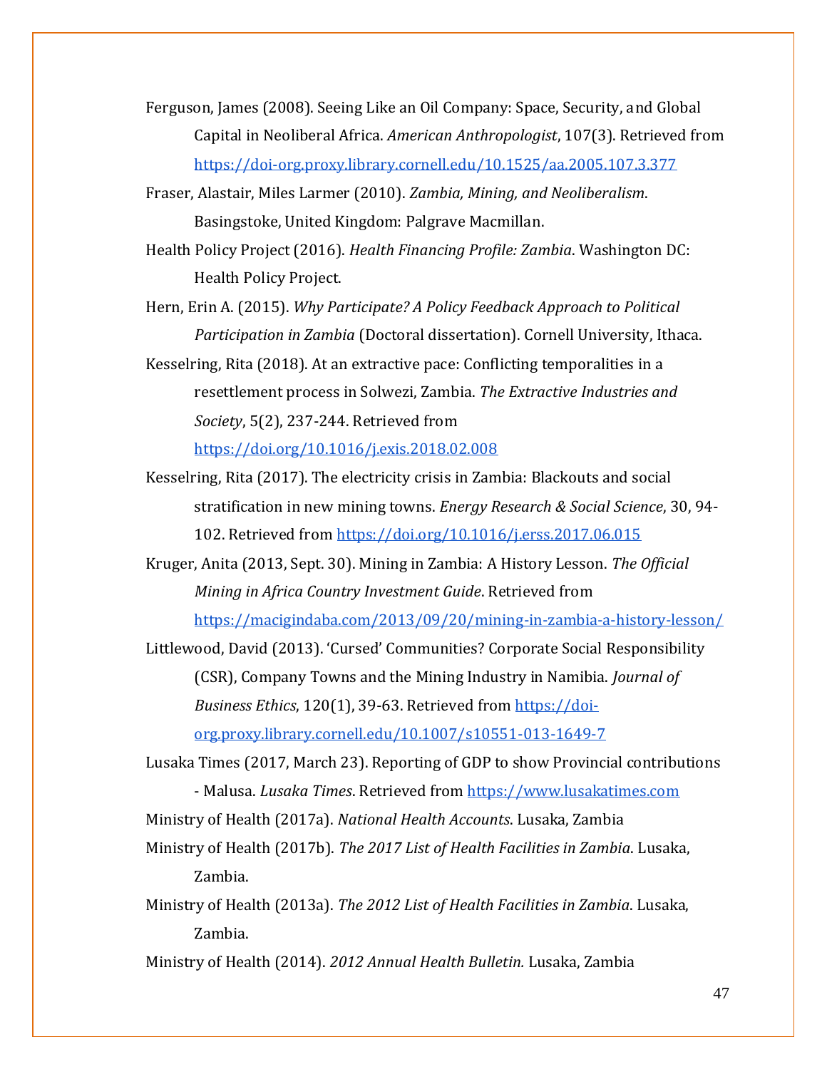Ferguson, James (2008). Seeing Like an Oil Company: Space, Security, and Global Capital in Neoliberal Africa. *American Anthropologist*, 107(3). Retrieved from https://doi-org.proxy.library.cornell.edu/10.1525/aa.2005.107.3.377

Fraser, Alastair, Miles Larmer (2010). *Zambia, Mining, and Neoliberalism*. Basingstoke, United Kingdom: Palgrave Macmillan.

Health Policy Project (2016). *Health Financing Profile: Zambia*. Washington DC: Health Policy Project.

Hern, Erin A. (2015). *Why Participate? A Policy Feedback Approach to Political Participation in Zambia* (Doctoral dissertation). Cornell University, Ithaca.

Kesselring, Rita (2018). At an extractive pace: Conflicting temporalities in a resettlement process in Solwezi, Zambia. *The Extractive Industries and Society*, 5(2), 237-244. Retrieved from https://doi.org/10.1016/j.exis.2018.02.008

Kesselring, Rita (2017). The electricity crisis in Zambia: Blackouts and social stratification in new mining towns. *Energy Research & Social Science*, 30, 94-102. Retrieved from https://doi.org/10.1016/j.erss.2017.06.015

Kruger, Anita (2013, Sept. 30). Mining in Zambia: A History Lesson. *The Official Mining in Africa Country Investment Guide*. Retrieved from https://macigindaba.com/2013/09/20/mining-in-zambia-a-history-lesson/

Littlewood, David (2013). 'Cursed' Communities? Corporate Social Responsibility (CSR), Company Towns and the Mining Industry in Namibia. *Journal of Business Ethics*, 120(1), 39-63. Retrieved from https://doi-org.proxy.library.cornell.edu/10.1007/s10551-013-1649-7

Lusaka Times (2017, March 23). Reporting of GDP to show Provincial contributions - Malusa. *Lusaka Times*. Retrieved from https://www.lusakatimes.com

Ministry of Health (2017a). *National Health Accounts*. Lusaka, Zambia

Ministry of Health (2017b). *The 2017 List of Health Facilities in Zambia*. Lusaka, Zambia.

Ministry of Health (2013a). *The 2012 List of Health Facilities in Zambia*. Lusaka, Zambia.

Ministry of Health (2014). *2012 Annual Health Bulletin.* Lusaka, Zambia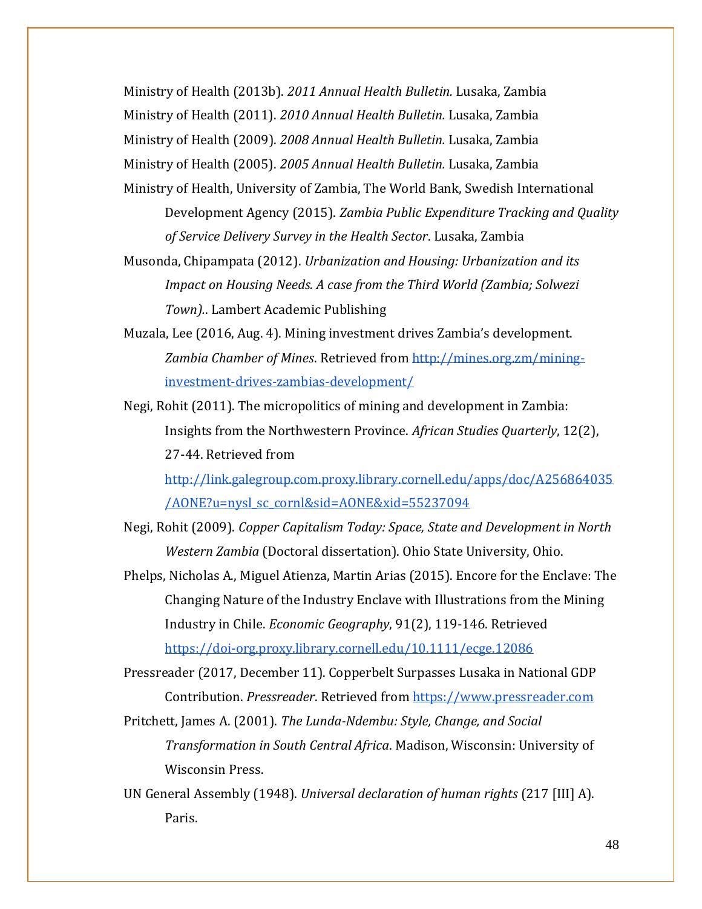Ministry of Health (2013b). *2011 Annual Health Bulletin.* Lusaka, Zambia

Ministry of Health (2011). *2010 Annual Health Bulletin.* Lusaka, Zambia

Ministry of Health (2009). *2008 Annual Health Bulletin.* Lusaka, Zambia

Ministry of Health (2005). *2005 Annual Health Bulletin.* Lusaka, Zambia

Ministry of Health, University of Zambia, The World Bank, Swedish International Development Agency (2015). *Zambia Public Expenditure Tracking and Quality of Service Delivery Survey in the Health Sector*. Lusaka, Zambia

Musonda, Chipampata (2012). *Urbanization and Housing: Urbanization and its Impact on Housing Needs. A case from the Third World (Zambia; Solwezi Town).*. Lambert Academic Publishing

Muzala, Lee (2016, Aug. 4). Mining investment drives Zambia's development. *Zambia Chamber of Mines*. Retrieved from http://mines.org.zm/mining-investment-drives-zambias-development/

Negi, Rohit (2011). The micropolitics of mining and development in Zambia: Insights from the Northwestern Province. *African Studies Quarterly*, 12(2), 27-44. Retrieved from http://link.galegroup.com.proxy.library.cornell.edu/apps/doc/A256864035/AONE?u=nysl_sc_cornl&sid=AONE&xid=55237094

Negi, Rohit (2009). *Copper Capitalism Today: Space, State and Development in North Western Zambia* (Doctoral dissertation). Ohio State University, Ohio.

Phelps, Nicholas A., Miguel Atienza, Martin Arias (2015). Encore for the Enclave: The Changing Nature of the Industry Enclave with Illustrations from the Mining Industry in Chile. *Economic Geography*, 91(2), 119-146. Retrieved https://doi-org.proxy.library.cornell.edu/10.1111/ecge.12086

Pressreader (2017, December 11). Copperbelt Surpasses Lusaka in National GDP Contribution. *Pressreader*. Retrieved from https://www.pressreader.com

Pritchett, James A. (2001). *The Lunda-Ndembu: Style, Change, and Social Transformation in South Central Africa*. Madison, Wisconsin: University of Wisconsin Press.

UN General Assembly (1948). *Universal declaration of human rights* (217 [III] A). Paris.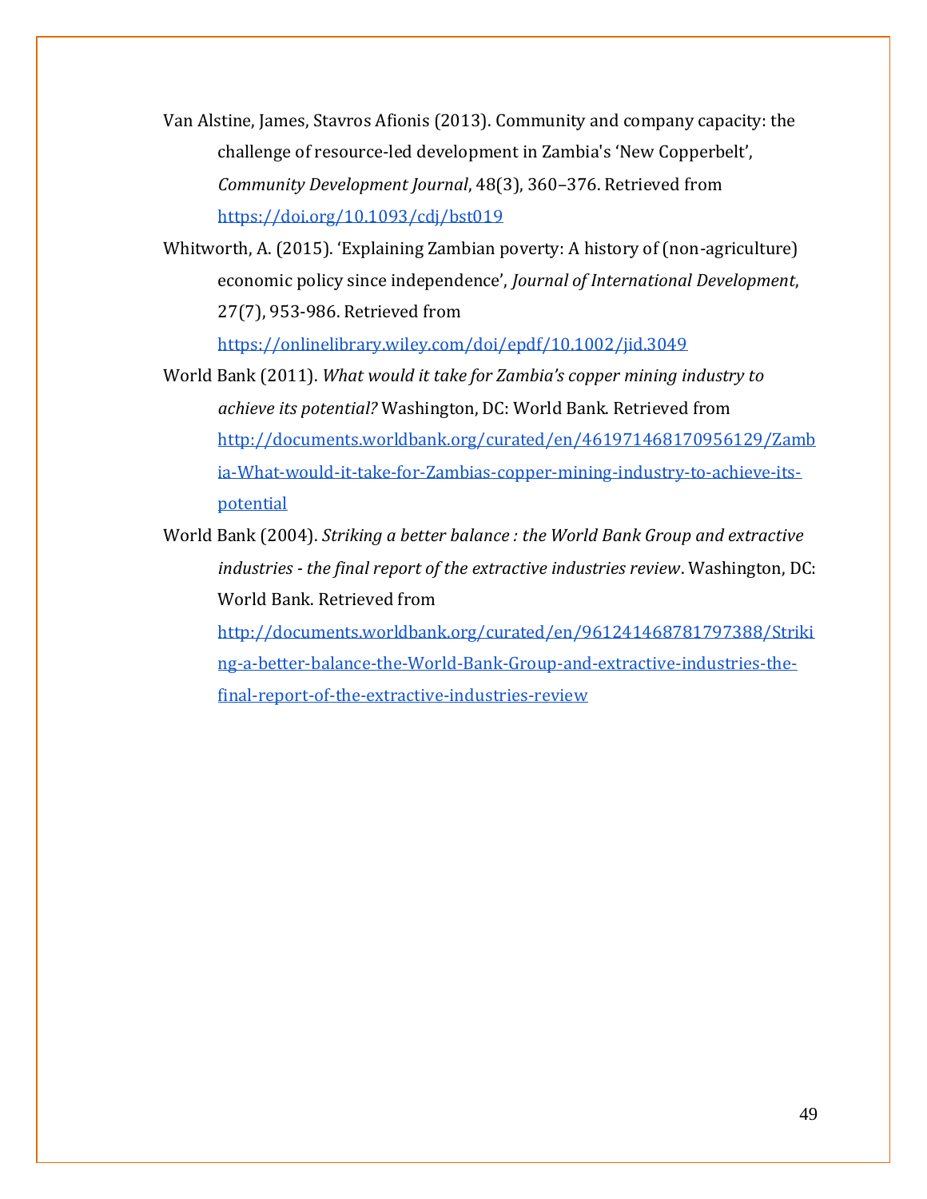Van Alstine, James, Stavros Afionis (2013). Community and company capacity: the challenge of resource-led development in Zambia's 'New Copperbelt', *Community Development Journal*, 48(3), 360–376. Retrieved from https://doi.org/10.1093/cdj/bst019

Whitworth, A. (2015). 'Explaining Zambian poverty: A history of (non-agriculture) economic policy since independence', *Journal of International Development*, 27(7), 953-986. Retrieved from https://onlinelibrary.wiley.com/doi/epdf/10.1002/jid.3049

World Bank (2011). *What would it take for Zambia's copper mining industry to achieve its potential?* Washington, DC: World Bank. Retrieved from http://documents.worldbank.org/curated/en/461971468170956129/Zambia-What-would-it-take-for-Zambias-copper-mining-industry-to-achieve-its-potential

World Bank (2004). *Striking a better balance : the World Bank Group and extractive industries - the final report of the extractive industries review*. Washington, DC: World Bank. Retrieved from http://documents.worldbank.org/curated/en/961241468781797388/Striking-a-better-balance-the-World-Bank-Group-and-extractive-industries-the-final-report-of-the-extractive-industries-review